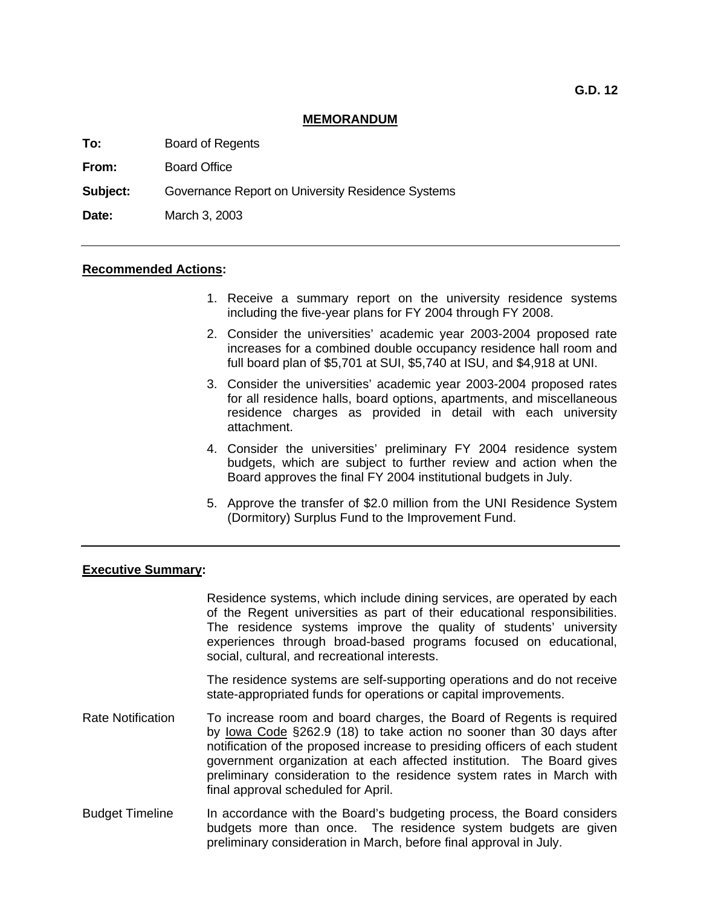G.D. 12

## MEMORANDUM

**To:** Board of Regents

**From:** Board Office

**Subject:** Governance Report on University Residence Systems

**Date:** March 3, 2003

---

**Recommended Actions:**

1. Receive a summary report on the university residence systems including the five-year plans for FY 2004 through FY 2008.
2. Consider the universities' academic year 2003-2004 proposed rate increases for a combined double occupancy residence hall room and full board plan of $5,701 at SUI, $5,740 at ISU, and $4,918 at UNI.
3. Consider the universities' academic year 2003-2004 proposed rates for all residence halls, board options, apartments, and miscellaneous residence charges as provided in detail with each university attachment.
4. Consider the universities' preliminary FY 2004 residence system budgets, which are subject to further review and action when the Board approves the final FY 2004 institutional budgets in July.
5. Approve the transfer of $2.0 million from the UNI Residence System (Dormitory) Surplus Fund to the Improvement Fund.

---

**Executive Summary:**

Residence systems, which include dining services, are operated by each of the Regent universities as part of their educational responsibilities. The residence systems improve the quality of students' university experiences through broad-based programs focused on educational, social, cultural, and recreational interests.

The residence systems are self-supporting operations and do not receive state-appropriated funds for operations or capital improvements.

Rate Notification — To increase room and board charges, the Board of Regents is required by Iowa Code §262.9 (18) to take action no sooner than 30 days after notification of the proposed increase to presiding officers of each student government organization at each affected institution. The Board gives preliminary consideration to the residence system rates in March with final approval scheduled for April.

Budget Timeline — In accordance with the Board's budgeting process, the Board considers budgets more than once. The residence system budgets are given preliminary consideration in March, before final approval in July.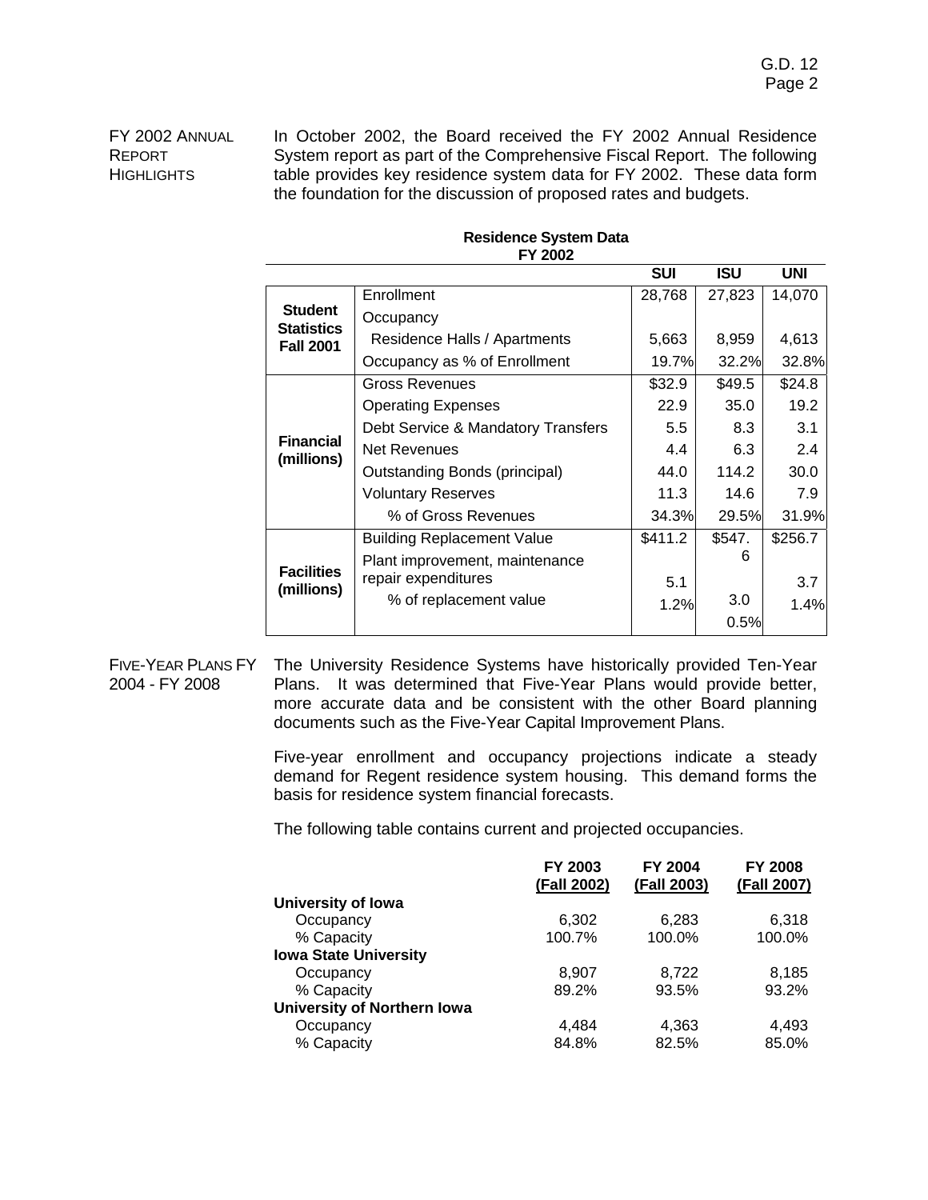**FY 2002 ANNUAL REPORT HIGHLIGHTS**

In October 2002, the Board received the FY 2002 Annual Residence System report as part of the Comprehensive Fiscal Report. The following table provides key residence system data for FY 2002. These data form the foundation for the discussion of proposed rates and budgets.

**Residence System Data FY 2002**

| | | SUI | ISU | UNI |
|---|---|---|---|---|
| **Student Statistics Fall 2001** | Enrollment | 28,768 | 27,823 | 14,070 |
| | Occupancy | | | |
| | Residence Halls / Apartments | 5,663 | 8,959 | 4,613 |
| | Occupancy as % of Enrollment | 19.7% | 32.2% | 32.8% |
| **Financial (millions)** | Gross Revenues | $32.9 | $49.5 | $24.8 |
| | Operating Expenses | 22.9 | 35.0 | 19.2 |
| | Debt Service & Mandatory Transfers | 5.5 | 8.3 | 3.1 |
| | Net Revenues | 4.4 | 6.3 | 2.4 |
| | Outstanding Bonds (principal) | 44.0 | 114.2 | 30.0 |
| | Voluntary Reserves | 11.3 | 14.6 | 7.9 |
| | % of Gross Revenues | 34.3% | 29.5% | 31.9% |
| **Facilities (millions)** | Building Replacement Value | $411.2 | $547.6 | $256.7 |
| | Plant improvement, maintenance repair expenditures | 5.1 | 3.0 | 3.7 |
| | % of replacement value | 1.2% | 0.5% | 1.4% |

**FIVE-YEAR PLANS FY 2004 - FY 2008**

The University Residence Systems have historically provided Ten-Year Plans. It was determined that Five-Year Plans would provide better, more accurate data and be consistent with the other Board planning documents such as the Five-Year Capital Improvement Plans.

Five-year enrollment and occupancy projections indicate a steady demand for Regent residence system housing. This demand forms the basis for residence system financial forecasts.

The following table contains current and projected occupancies.

| | FY 2003 (Fall 2002) | FY 2004 (Fall 2003) | FY 2008 (Fall 2007) |
|---|---|---|---|
| **University of Iowa** | | | |
| Occupancy | 6,302 | 6,283 | 6,318 |
| % Capacity | 100.7% | 100.0% | 100.0% |
| **Iowa State University** | | | |
| Occupancy | 8,907 | 8,722 | 8,185 |
| % Capacity | 89.2% | 93.5% | 93.2% |
| **University of Northern Iowa** | | | |
| Occupancy | 4,484 | 4,363 | 4,493 |
| % Capacity | 84.8% | 82.5% | 85.0% |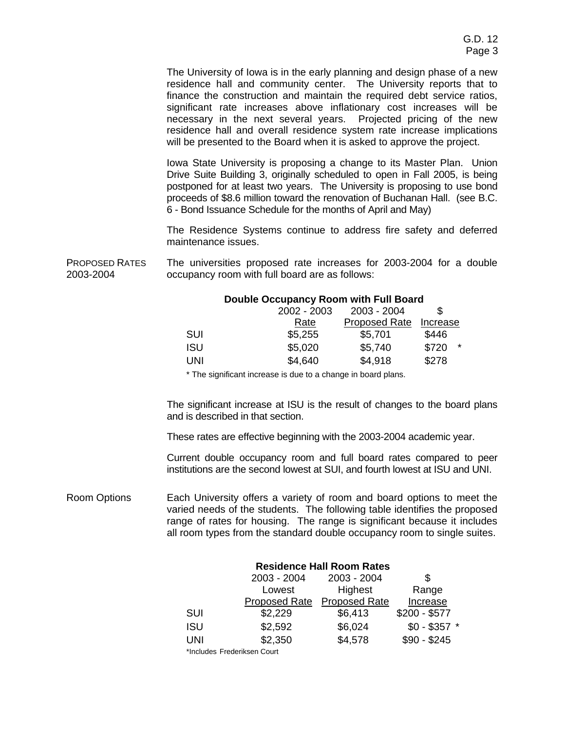The University of Iowa is in the early planning and design phase of a new residence hall and community center. The University reports that to finance the construction and maintain the required debt service ratios, significant rate increases above inflationary cost increases will be necessary in the next several years. Projected pricing of the new residence hall and overall residence system rate increase implications will be presented to the Board when it is asked to approve the project.

Iowa State University is proposing a change to its Master Plan. Union Drive Suite Building 3, originally scheduled to open in Fall 2005, is being postponed for at least two years. The University is proposing to use bond proceeds of $8.6 million toward the renovation of Buchanan Hall. (see B.C. 6 - Bond Issuance Schedule for the months of April and May)

The Residence Systems continue to address fire safety and deferred maintenance issues.

PROPOSED RATES 2003-2004

The universities proposed rate increases for 2003-2004 for a double occupancy room with full board are as follows:

**Double Occupancy Room with Full Board**

| | 2002 - 2003 Rate | 2003 - 2004 Proposed Rate | $ Increase |
|---|---|---|---|
| SUI | $5,255 | $5,701 | $446 |
| ISU | $5,020 | $5,740 | $720 * |
| UNI | $4,640 | $4,918 | $278 |

\* The significant increase is due to a change in board plans.

The significant increase at ISU is the result of changes to the board plans and is described in that section.

These rates are effective beginning with the 2003-2004 academic year.

Current double occupancy room and full board rates compared to peer institutions are the second lowest at SUI, and fourth lowest at ISU and UNI.

Room Options

Each University offers a variety of room and board options to meet the varied needs of the students. The following table identifies the proposed range of rates for housing. The range is significant because it includes all room types from the standard double occupancy room to single suites.

**Residence Hall Room Rates**

| | 2003 - 2004 Lowest Proposed Rate | 2003 - 2004 Highest Proposed Rate | $ Range Increase |
|---|---|---|---|
| SUI | $2,229 | $6,413 | $200 - $577 |
| ISU | $2,592 | $6,024 | $0 - $357 * |
| UNI | $2,350 | $4,578 | $90 - $245 |

\*Includes Frederiksen Court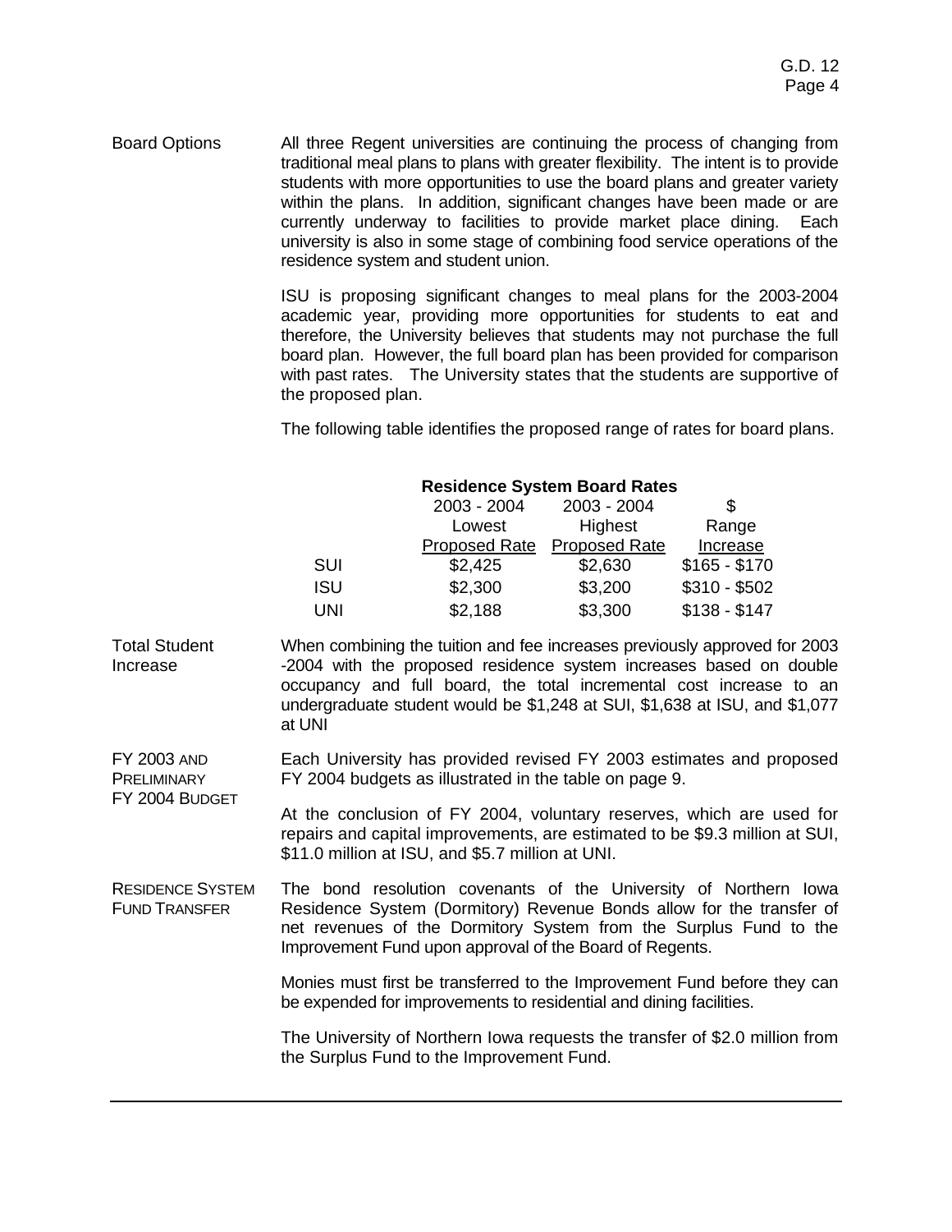**Board Options**

All three Regent universities are continuing the process of changing from traditional meal plans to plans with greater flexibility. The intent is to provide students with more opportunities to use the board plans and greater variety within the plans. In addition, significant changes have been made or are currently underway to facilities to provide market place dining. Each university is also in some stage of combining food service operations of the residence system and student union.

ISU is proposing significant changes to meal plans for the 2003-2004 academic year, providing more opportunities for students to eat and therefore, the University believes that students may not purchase the full board plan. However, the full board plan has been provided for comparison with past rates. The University states that the students are supportive of the proposed plan.

The following table identifies the proposed range of rates for board plans.

**Residence System Board Rates**

| | 2003 - 2004 Lowest Proposed Rate | 2003 - 2004 Highest Proposed Rate | $ Range Increase |
|---|---|---|---|
| SUI | $2,425 | $2,630 | $165 - $170 |
| ISU | $2,300 | $3,200 | $310 - $502 |
| UNI | $2,188 | $3,300 | $138 - $147 |

**Total Student Increase**

When combining the tuition and fee increases previously approved for 2003 -2004 with the proposed residence system increases based on double occupancy and full board, the total incremental cost increase to an undergraduate student would be $1,248 at SUI, $1,638 at ISU, and $1,077 at UNI

**FY 2003 and Preliminary FY 2004 Budget**

Each University has provided revised FY 2003 estimates and proposed FY 2004 budgets as illustrated in the table on page 9.

At the conclusion of FY 2004, voluntary reserves, which are used for repairs and capital improvements, are estimated to be $9.3 million at SUI, $11.0 million at ISU, and $5.7 million at UNI.

**Residence System Fund Transfer**

The bond resolution covenants of the University of Northern Iowa Residence System (Dormitory) Revenue Bonds allow for the transfer of net revenues of the Dormitory System from the Surplus Fund to the Improvement Fund upon approval of the Board of Regents.

Monies must first be transferred to the Improvement Fund before they can be expended for improvements to residential and dining facilities.

The University of Northern Iowa requests the transfer of $2.0 million from the Surplus Fund to the Improvement Fund.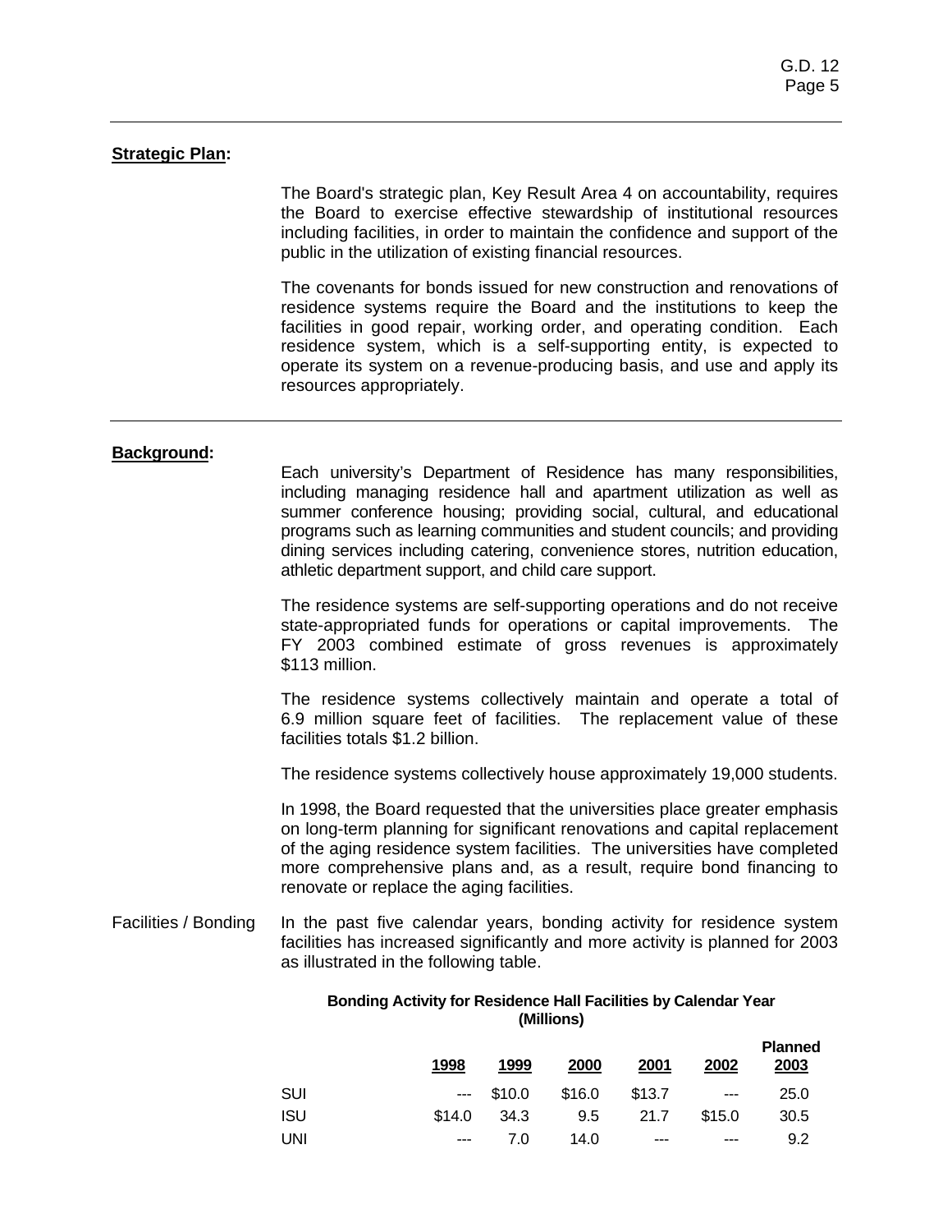**Strategic Plan:**

The Board's strategic plan, Key Result Area 4 on accountability, requires the Board to exercise effective stewardship of institutional resources including facilities, in order to maintain the confidence and support of the public in the utilization of existing financial resources.

The covenants for bonds issued for new construction and renovations of residence systems require the Board and the institutions to keep the facilities in good repair, working order, and operating condition. Each residence system, which is a self-supporting entity, is expected to operate its system on a revenue-producing basis, and use and apply its resources appropriately.

**Background:**

Each university's Department of Residence has many responsibilities, including managing residence hall and apartment utilization as well as summer conference housing; providing social, cultural, and educational programs such as learning communities and student councils; and providing dining services including catering, convenience stores, nutrition education, athletic department support, and child care support.

The residence systems are self-supporting operations and do not receive state-appropriated funds for operations or capital improvements. The FY 2003 combined estimate of gross revenues is approximately $113 million.

The residence systems collectively maintain and operate a total of 6.9 million square feet of facilities. The replacement value of these facilities totals $1.2 billion.

The residence systems collectively house approximately 19,000 students.

In 1998, the Board requested that the universities place greater emphasis on long-term planning for significant renovations and capital replacement of the aging residence system facilities. The universities have completed more comprehensive plans and, as a result, require bond financing to renovate or replace the aging facilities.

Facilities / Bonding

In the past five calendar years, bonding activity for residence system facilities has increased significantly and more activity is planned for 2003 as illustrated in the following table.

**Bonding Activity for Residence Hall Facilities by Calendar Year (Millions)**

| | 1998 | 1999 | 2000 | 2001 | 2002 | Planned 2003 |
|---|---|---|---|---|---|---|
| SUI | --- | $10.0 | $16.0 | $13.7 | --- | 25.0 |
| ISU | $14.0 | 34.3 | 9.5 | 21.7 | $15.0 | 30.5 |
| UNI | --- | 7.0 | 14.0 | --- | --- | 9.2 |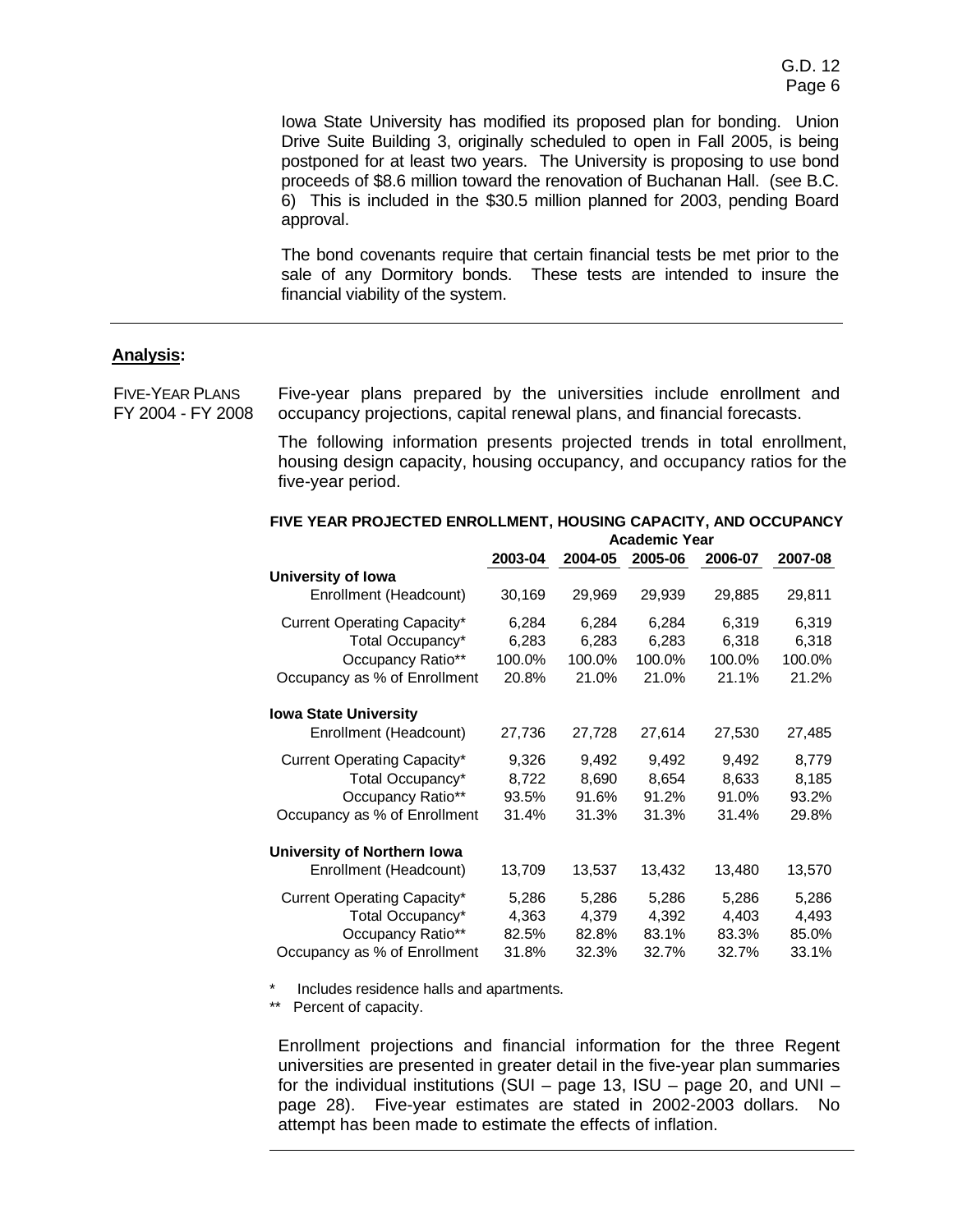Iowa State University has modified its proposed plan for bonding. Union Drive Suite Building 3, originally scheduled to open in Fall 2005, is being postponed for at least two years. The University is proposing to use bond proceeds of $8.6 million toward the renovation of Buchanan Hall. (see B.C. 6) This is included in the $30.5 million planned for 2003, pending Board approval.

The bond covenants require that certain financial tests be met prior to the sale of any Dormitory bonds. These tests are intended to insure the financial viability of the system.

---

**Analysis:**

FIVE-YEAR PLANS FY 2004 - FY 2008

Five-year plans prepared by the universities include enrollment and occupancy projections, capital renewal plans, and financial forecasts.

The following information presents projected trends in total enrollment, housing design capacity, housing occupancy, and occupancy ratios for the five-year period.

**FIVE YEAR PROJECTED ENROLLMENT, HOUSING CAPACITY, AND OCCUPANCY**

| | Academic Year | | | | |
|---|---|---|---|---|---|
| | **2003-04** | **2004-05** | **2005-06** | **2006-07** | **2007-08** |
| **University of Iowa** | | | | | |
| Enrollment (Headcount) | 30,169 | 29,969 | 29,939 | 29,885 | 29,811 |
| Current Operating Capacity* | 6,284 | 6,284 | 6,284 | 6,319 | 6,319 |
| Total Occupancy* | 6,283 | 6,283 | 6,283 | 6,318 | 6,318 |
| Occupancy Ratio** | 100.0% | 100.0% | 100.0% | 100.0% | 100.0% |
| Occupancy as % of Enrollment | 20.8% | 21.0% | 21.0% | 21.1% | 21.2% |
| **Iowa State University** | | | | | |
| Enrollment (Headcount) | 27,736 | 27,728 | 27,614 | 27,530 | 27,485 |
| Current Operating Capacity* | 9,326 | 9,492 | 9,492 | 9,492 | 8,779 |
| Total Occupancy* | 8,722 | 8,690 | 8,654 | 8,633 | 8,185 |
| Occupancy Ratio** | 93.5% | 91.6% | 91.2% | 91.0% | 93.2% |
| Occupancy as % of Enrollment | 31.4% | 31.3% | 31.3% | 31.4% | 29.8% |
| **University of Northern Iowa** | | | | | |
| Enrollment (Headcount) | 13,709 | 13,537 | 13,432 | 13,480 | 13,570 |
| Current Operating Capacity* | 5,286 | 5,286 | 5,286 | 5,286 | 5,286 |
| Total Occupancy* | 4,363 | 4,379 | 4,392 | 4,403 | 4,493 |
| Occupancy Ratio** | 82.5% | 82.8% | 83.1% | 83.3% | 85.0% |
| Occupancy as % of Enrollment | 31.8% | 32.3% | 32.7% | 32.7% | 33.1% |

\* Includes residence halls and apartments.
\*\* Percent of capacity.

Enrollment projections and financial information for the three Regent universities are presented in greater detail in the five-year plan summaries for the individual institutions (SUI – page 13, ISU – page 20, and UNI – page 28). Five-year estimates are stated in 2002-2003 dollars. No attempt has been made to estimate the effects of inflation.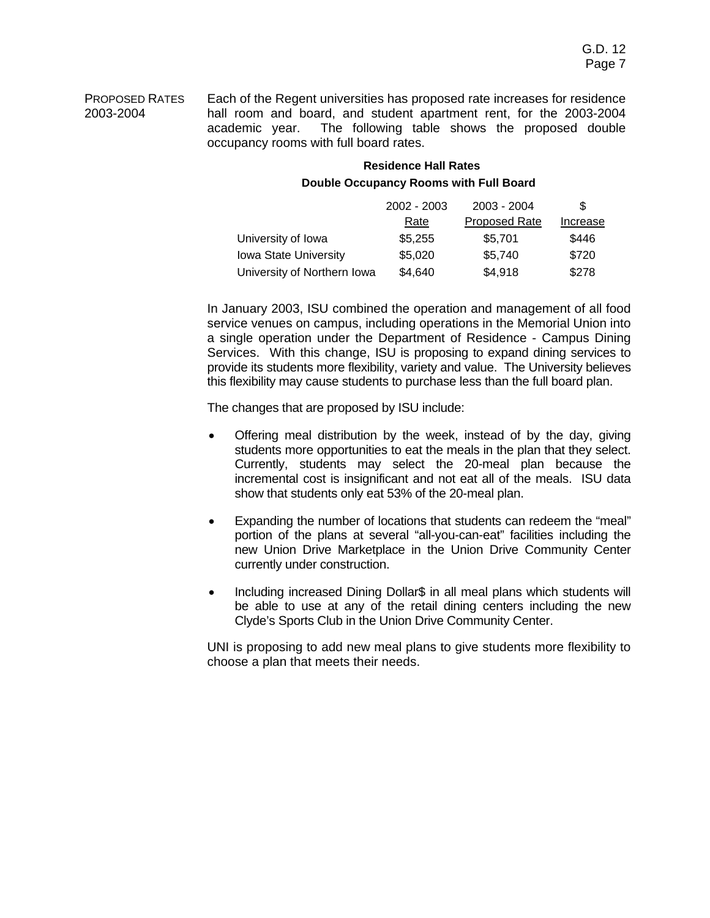PROPOSED RATES 2003-2004

Each of the Regent universities has proposed rate increases for residence hall room and board, and student apartment rent, for the 2003-2004 academic year. The following table shows the proposed double occupancy rooms with full board rates.

**Residence Hall Rates**

**Double Occupancy Rooms with Full Board**

| | 2002 - 2003 Rate | 2003 - 2004 Proposed Rate | $ Increase |
|---|---|---|---|
| University of Iowa | $5,255 | $5,701 | $446 |
| Iowa State University | $5,020 | $5,740 | $720 |
| University of Northern Iowa | $4,640 | $4,918 | $278 |

In January 2003, ISU combined the operation and management of all food service venues on campus, including operations in the Memorial Union into a single operation under the Department of Residence - Campus Dining Services. With this change, ISU is proposing to expand dining services to provide its students more flexibility, variety and value. The University believes this flexibility may cause students to purchase less than the full board plan.

The changes that are proposed by ISU include:

- Offering meal distribution by the week, instead of by the day, giving students more opportunities to eat the meals in the plan that they select. Currently, students may select the 20-meal plan because the incremental cost is insignificant and not eat all of the meals. ISU data show that students only eat 53% of the 20-meal plan.

- Expanding the number of locations that students can redeem the "meal" portion of the plans at several "all-you-can-eat" facilities including the new Union Drive Marketplace in the Union Drive Community Center currently under construction.

- Including increased Dining Dollar$ in all meal plans which students will be able to use at any of the retail dining centers including the new Clyde's Sports Club in the Union Drive Community Center.

UNI is proposing to add new meal plans to give students more flexibility to choose a plan that meets their needs.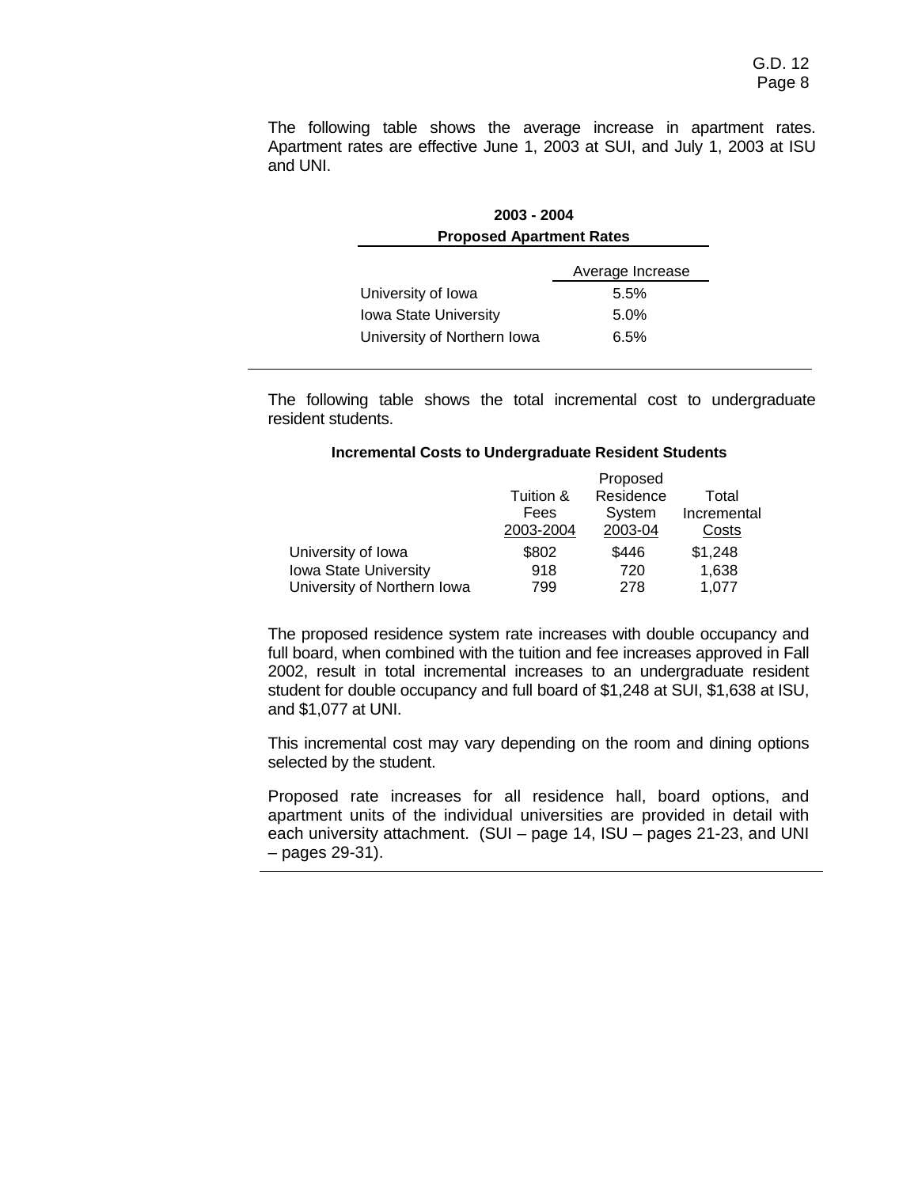The following table shows the average increase in apartment rates. Apartment rates are effective June 1, 2003 at SUI, and July 1, 2003 at ISU and UNI.

**2003 - 2004**
**Proposed Apartment Rates**

| | Average Increase |
|---|---|
| University of Iowa | 5.5% |
| Iowa State University | 5.0% |
| University of Northern Iowa | 6.5% |

The following table shows the total incremental cost to undergraduate resident students.

**Incremental Costs to Undergraduate Resident Students**

| | Tuition & Fees 2003-2004 | Proposed Residence System 2003-04 | Total Incremental Costs |
|---|---|---|---|
| University of Iowa | $802 | $446 | $1,248 |
| Iowa State University | 918 | 720 | 1,638 |
| University of Northern Iowa | 799 | 278 | 1,077 |

The proposed residence system rate increases with double occupancy and full board, when combined with the tuition and fee increases approved in Fall 2002, result in total incremental increases to an undergraduate resident student for double occupancy and full board of $1,248 at SUI, $1,638 at ISU, and $1,077 at UNI.

This incremental cost may vary depending on the room and dining options selected by the student.

Proposed rate increases for all residence hall, board options, and apartment units of the individual universities are provided in detail with each university attachment. (SUI – page 14, ISU – pages 21-23, and UNI – pages 29-31).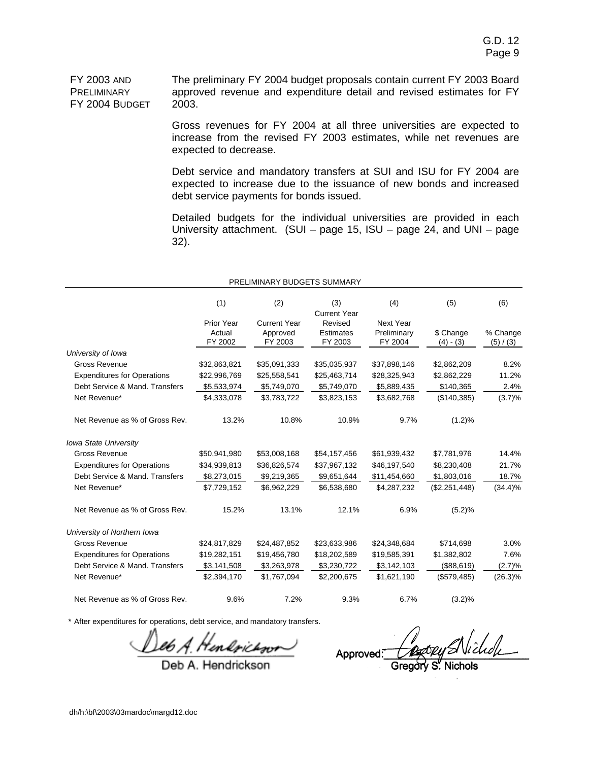**FY 2003 AND PRELIMINARY FY 2004 BUDGET**

The preliminary FY 2004 budget proposals contain current FY 2003 Board approved revenue and expenditure detail and revised estimates for FY 2003.

Gross revenues for FY 2004 at all three universities are expected to increase from the revised FY 2003 estimates, while net revenues are expected to decrease.

Debt service and mandatory transfers at SUI and ISU for FY 2004 are expected to increase due to the issuance of new bonds and increased debt service payments for bonds issued.

Detailed budgets for the individual universities are provided in each University attachment. (SUI – page 15, ISU – page 24, and UNI – page 32).

PRELIMINARY BUDGETS SUMMARY

| | (1) | (2) | (3) | (4) | (5) | (6) |
|---|---|---|---|---|---|---|
| | Prior Year Actual FY 2002 | Current Year Approved FY 2003 | Current Year Revised Estimates FY 2003 | Next Year Preliminary FY 2004 | $ Change (4) - (3) | % Change (5) / (3) |
| *University of Iowa* | | | | | | |
| Gross Revenue | $32,863,821 | $35,091,333 | $35,035,937 | $37,898,146 | $2,862,209 | 8.2% |
| Expenditures for Operations | $22,996,769 | $25,558,541 | $25,463,714 | $28,325,943 | $2,862,229 | 11.2% |
| Debt Service & Mand. Transfers | $5,533,974 | $5,749,070 | $5,749,070 | $5,889,435 | $140,365 | 2.4% |
| Net Revenue* | $4,333,078 | $3,783,722 | $3,823,153 | $3,682,768 | ($140,385) | (3.7)% |
| Net Revenue as % of Gross Rev. | 13.2% | 10.8% | 10.9% | 9.7% | (1.2)% | |
| *Iowa State University* | | | | | | |
| Gross Revenue | $50,941,980 | $53,008,168 | $54,157,456 | $61,939,432 | $7,781,976 | 14.4% |
| Expenditures for Operations | $34,939,813 | $36,826,574 | $37,967,132 | $46,197,540 | $8,230,408 | 21.7% |
| Debt Service & Mand. Transfers | $8,273,015 | $9,219,365 | $9,651,644 | $11,454,660 | $1,803,016 | 18.7% |
| Net Revenue* | $7,729,152 | $6,962,229 | $6,538,680 | $4,287,232 | ($2,251,448) | (34.4)% |
| Net Revenue as % of Gross Rev. | 15.2% | 13.1% | 12.1% | 6.9% | (5.2)% | |
| *University of Northern Iowa* | | | | | | |
| Gross Revenue | $24,817,829 | $24,487,852 | $23,633,986 | $24,348,684 | $714,698 | 3.0% |
| Expenditures for Operations | $19,282,151 | $19,456,780 | $18,202,589 | $19,585,391 | $1,382,802 | 7.6% |
| Debt Service & Mand. Transfers | $3,141,508 | $3,263,978 | $3,230,722 | $3,142,103 | ($88,619) | (2.7)% |
| Net Revenue* | $2,394,170 | $1,767,094 | $2,200,675 | $1,621,190 | ($579,485) | (26.3)% |
| Net Revenue as % of Gross Rev. | 9.6% | 7.2% | 9.3% | 6.7% | (3.2)% | |

\* After expenditures for operations, debt service, and mandatory transfers.

Deb A. Hendrickson

Approved: Gregory S. Nichols

dh/h:\bf\2003\03mardoc\margd12.doc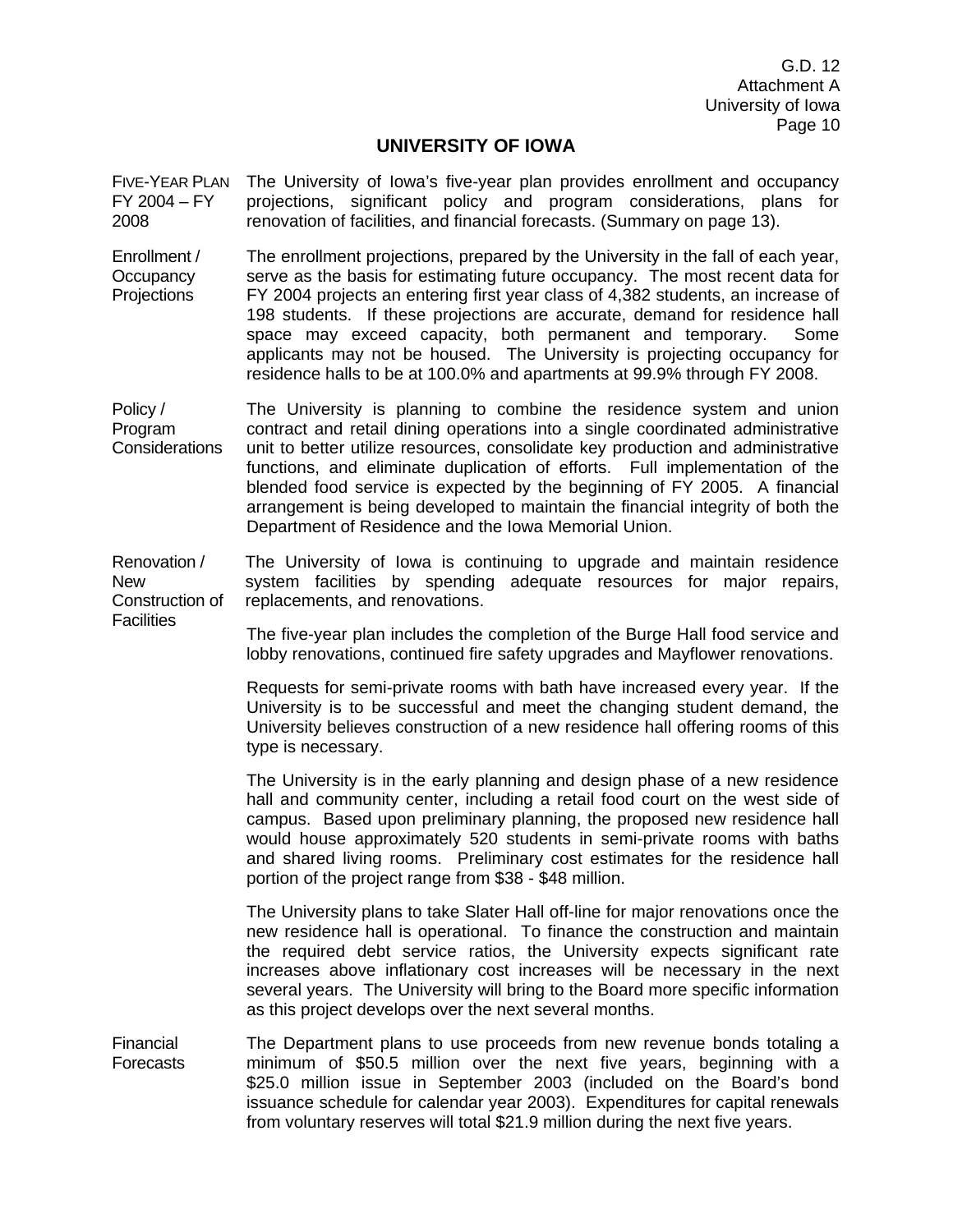G.D. 12
Attachment A
University of Iowa

# UNIVERSITY OF IOWA

**FIVE-YEAR PLAN FY 2004 – FY 2008**

The University of Iowa's five-year plan provides enrollment and occupancy projections, significant policy and program considerations, plans for renovation of facilities, and financial forecasts. (Summary on page 13).

**Enrollment / Occupancy Projections**

The enrollment projections, prepared by the University in the fall of each year, serve as the basis for estimating future occupancy. The most recent data for FY 2004 projects an entering first year class of 4,382 students, an increase of 198 students. If these projections are accurate, demand for residence hall space may exceed capacity, both permanent and temporary. Some applicants may not be housed. The University is projecting occupancy for residence halls to be at 100.0% and apartments at 99.9% through FY 2008.

**Policy / Program Considerations**

The University is planning to combine the residence system and union contract and retail dining operations into a single coordinated administrative unit to better utilize resources, consolidate key production and administrative functions, and eliminate duplication of efforts. Full implementation of the blended food service is expected by the beginning of FY 2005. A financial arrangement is being developed to maintain the financial integrity of both the Department of Residence and the Iowa Memorial Union.

**Renovation / New Construction of Facilities**

The University of Iowa is continuing to upgrade and maintain residence system facilities by spending adequate resources for major repairs, replacements, and renovations.

The five-year plan includes the completion of the Burge Hall food service and lobby renovations, continued fire safety upgrades and Mayflower renovations.

Requests for semi-private rooms with bath have increased every year. If the University is to be successful and meet the changing student demand, the University believes construction of a new residence hall offering rooms of this type is necessary.

The University is in the early planning and design phase of a new residence hall and community center, including a retail food court on the west side of campus. Based upon preliminary planning, the proposed new residence hall would house approximately 520 students in semi-private rooms with baths and shared living rooms. Preliminary cost estimates for the residence hall portion of the project range from $38 - $48 million.

The University plans to take Slater Hall off-line for major renovations once the new residence hall is operational. To finance the construction and maintain the required debt service ratios, the University expects significant rate increases above inflationary cost increases will be necessary in the next several years. The University will bring to the Board more specific information as this project develops over the next several months.

**Financial Forecasts**

The Department plans to use proceeds from new revenue bonds totaling a minimum of $50.5 million over the next five years, beginning with a $25.0 million issue in September 2003 (included on the Board's bond issuance schedule for calendar year 2003). Expenditures for capital renewals from voluntary reserves will total $21.9 million during the next five years.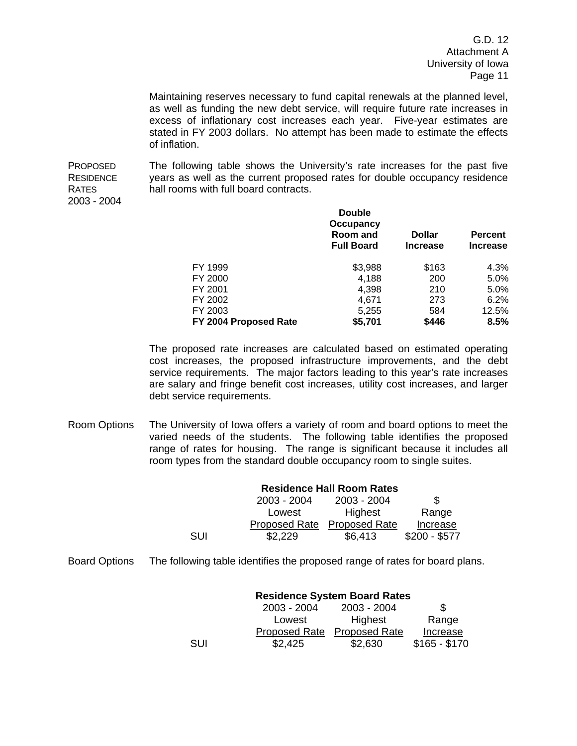Maintaining reserves necessary to fund capital renewals at the planned level, as well as funding the new debt service, will require future rate increases in excess of inflationary cost increases each year. Five-year estimates are stated in FY 2003 dollars. No attempt has been made to estimate the effects of inflation.

**PROPOSED RESIDENCE RATES 2003 - 2004**

The following table shows the University's rate increases for the past five years as well as the current proposed rates for double occupancy residence hall rooms with full board contracts.

| | Double Occupancy Room and Full Board | Dollar Increase | Percent Increase |
|---|---|---|---|
| FY 1999 | $3,988 | $163 | 4.3% |
| FY 2000 | 4,188 | 200 | 5.0% |
| FY 2001 | 4,398 | 210 | 5.0% |
| FY 2002 | 4,671 | 273 | 6.2% |
| FY 2003 | 5,255 | 584 | 12.5% |
| **FY 2004 Proposed Rate** | **$5,701** | **$446** | **8.5%** |

The proposed rate increases are calculated based on estimated operating cost increases, the proposed infrastructure improvements, and the debt service requirements. The major factors leading to this year's rate increases are salary and fringe benefit cost increases, utility cost increases, and larger debt service requirements.

Room Options

The University of Iowa offers a variety of room and board options to meet the varied needs of the students. The following table identifies the proposed range of rates for housing. The range is significant because it includes all room types from the standard double occupancy room to single suites.

**Residence Hall Room Rates**

| | 2003 - 2004 Lowest Proposed Rate | 2003 - 2004 Highest Proposed Rate | $ Range Increase |
|---|---|---|---|
| SUI | $2,229 | $6,413 | $200 - $577 |

Board Options

The following table identifies the proposed range of rates for board plans.

**Residence System Board Rates**

| | 2003 - 2004 Lowest Proposed Rate | 2003 - 2004 Highest Proposed Rate | $ Range Increase |
|---|---|---|---|
| SUI | $2,425 | $2,630 | $165 - $170 |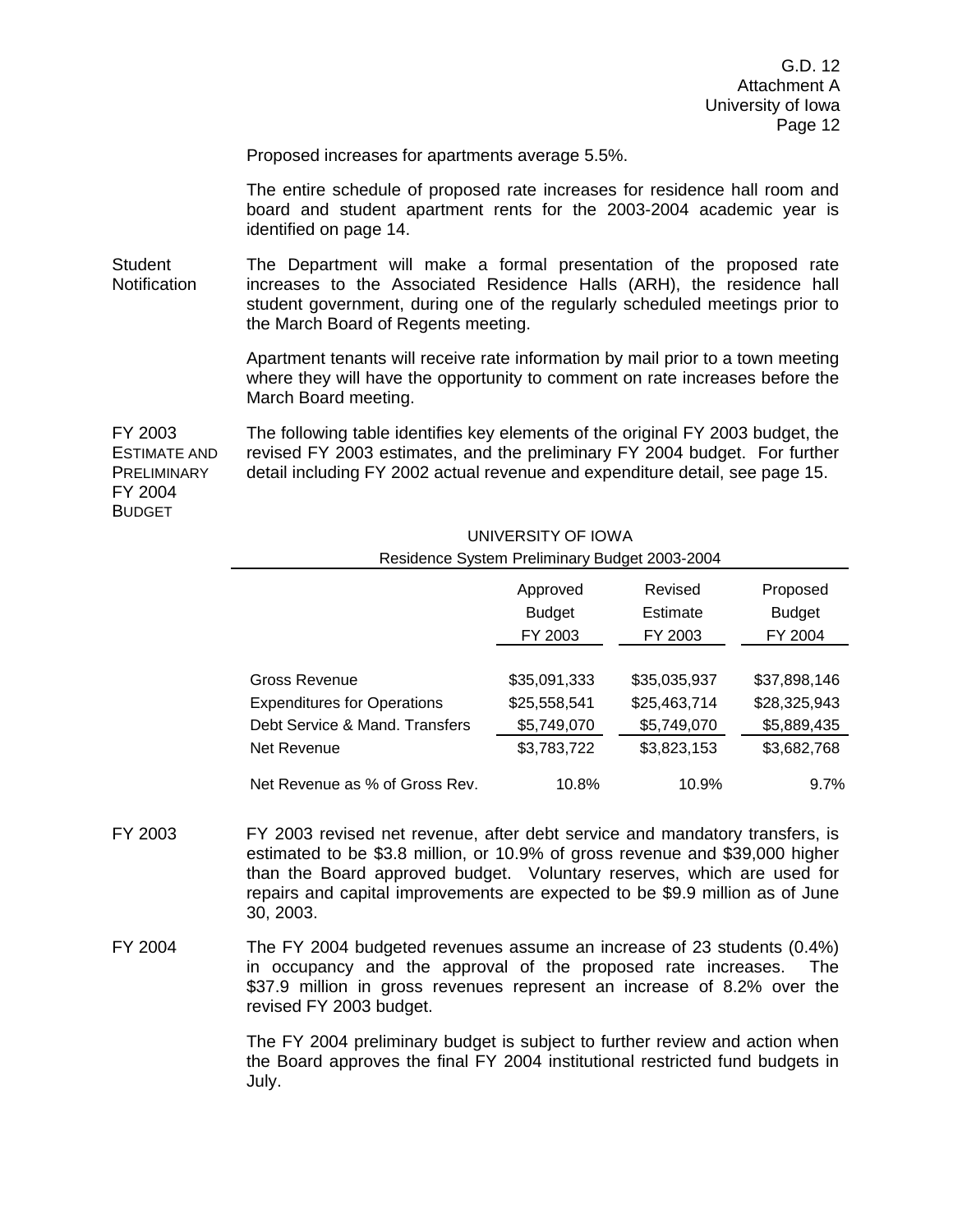Proposed increases for apartments average 5.5%.

The entire schedule of proposed rate increases for residence hall room and board and student apartment rents for the 2003-2004 academic year is identified on page 14.

**Student Notification**

The Department will make a formal presentation of the proposed rate increases to the Associated Residence Halls (ARH), the residence hall student government, during one of the regularly scheduled meetings prior to the March Board of Regents meeting.

Apartment tenants will receive rate information by mail prior to a town meeting where they will have the opportunity to comment on rate increases before the March Board meeting.

**FY 2003 Estimate and Preliminary FY 2004 Budget**

The following table identifies key elements of the original FY 2003 budget, the revised FY 2003 estimates, and the preliminary FY 2004 budget. For further detail including FY 2002 actual revenue and expenditure detail, see page 15.

UNIVERSITY OF IOWA
Residence System Preliminary Budget 2003-2004

| | Approved Budget FY 2003 | Revised Estimate FY 2003 | Proposed Budget FY 2004 |
|---|---|---|---|
| Gross Revenue | $35,091,333 | $35,035,937 | $37,898,146 |
| Expenditures for Operations | $25,558,541 | $25,463,714 | $28,325,943 |
| Debt Service & Mand. Transfers | $5,749,070 | $5,749,070 | $5,889,435 |
| Net Revenue | $3,783,722 | $3,823,153 | $3,682,768 |
| Net Revenue as % of Gross Rev. | 10.8% | 10.9% | 9.7% |

**FY 2003**

FY 2003 revised net revenue, after debt service and mandatory transfers, is estimated to be $3.8 million, or 10.9% of gross revenue and $39,000 higher than the Board approved budget. Voluntary reserves, which are used for repairs and capital improvements are expected to be $9.9 million as of June 30, 2003.

**FY 2004**

The FY 2004 budgeted revenues assume an increase of 23 students (0.4%) in occupancy and the approval of the proposed rate increases. The $37.9 million in gross revenues represent an increase of 8.2% over the revised FY 2003 budget.

The FY 2004 preliminary budget is subject to further review and action when the Board approves the final FY 2004 institutional restricted fund budgets in July.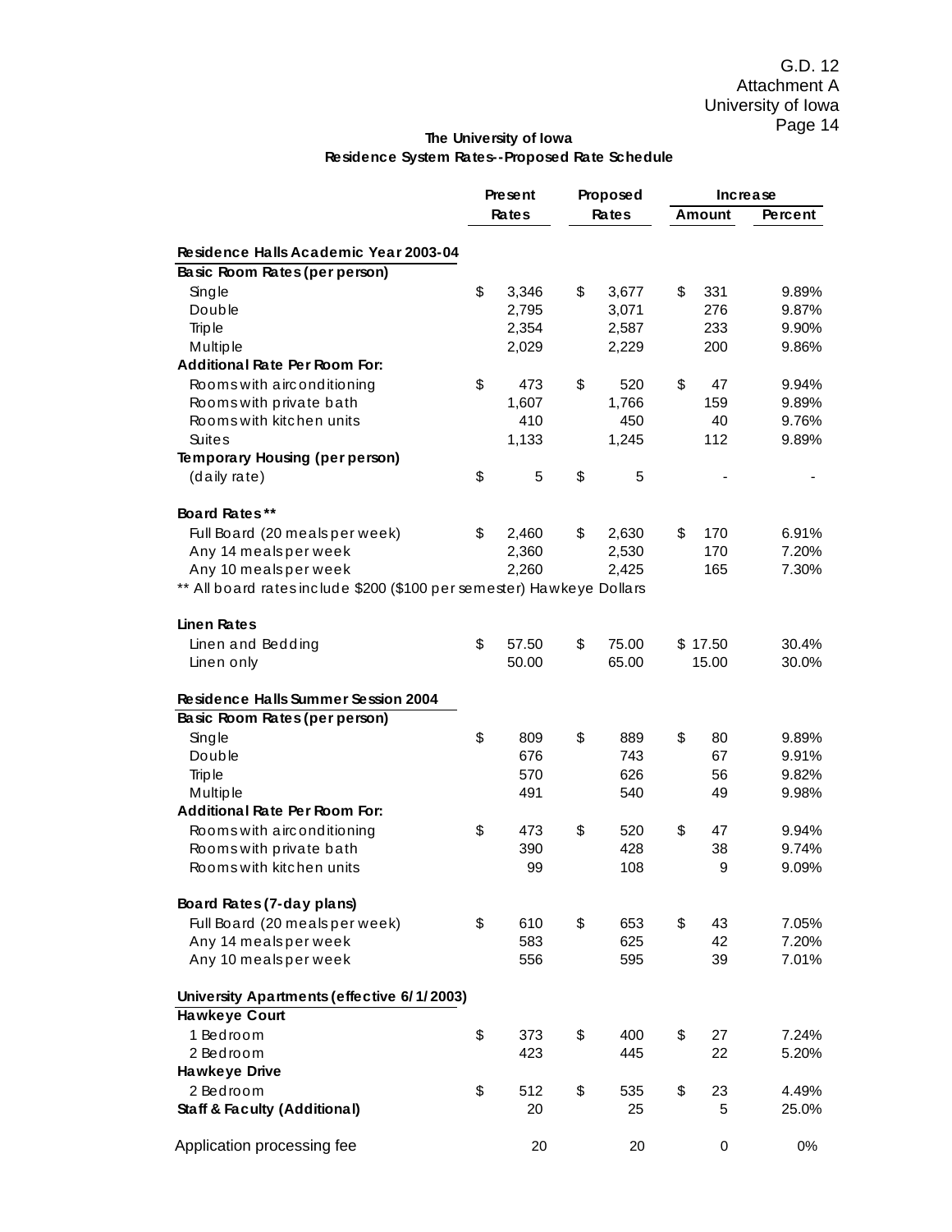G.D. 12
Attachment A
University of Iowa

## The University of Iowa
## Residence System Rates--Proposed Rate Schedule

| | Present Rates | Proposed Rates | Increase Amount | Increase Percent |
|---|---|---|---|---|
| **Residence Halls Academic Year 2003-04** | | | | |
| **Basic Room Rates (per person)** | | | | |
| Single | $ 3,346 | $ 3,677 | $ 331 | 9.89% |
| Double | 2,795 | 3,071 | 276 | 9.87% |
| Triple | 2,354 | 2,587 | 233 | 9.90% |
| Multiple | 2,029 | 2,229 | 200 | 9.86% |
| **Additional Rate Per Room For:** | | | | |
| Rooms with air conditioning | $ 473 | $ 520 | $ 47 | 9.94% |
| Rooms with private bath | 1,607 | 1,766 | 159 | 9.89% |
| Rooms with kitchen units | 410 | 450 | 40 | 9.76% |
| Suites | 1,133 | 1,245 | 112 | 9.89% |
| **Temporary Housing (per person)** | | | | |
| (daily rate) | $ 5 | $ 5 | - | - |
| | | | | |
| **Board Rates\*\*** | | | | |
| Full Board (20 meals per week) | $ 2,460 | $ 2,630 | $ 170 | 6.91% |
| Any 14 meals per week | 2,360 | 2,530 | 170 | 7.20% |
| Any 10 meals per week | 2,260 | 2,425 | 165 | 7.30% |
| ** All board rates include $200 ($100 per semester) Hawkeye Dollars | | | | |
| | | | | |
| **Linen Rates** | | | | |
| Linen and Bedding | $ 57.50 | $ 75.00 | $ 17.50 | 30.4% |
| Linen only | 50.00 | 65.00 | 15.00 | 30.0% |
| | | | | |
| **Residence Halls Summer Session 2004** | | | | |
| **Basic Room Rates (per person)** | | | | |
| Single | $ 809 | $ 889 | $ 80 | 9.89% |
| Double | 676 | 743 | 67 | 9.91% |
| Triple | 570 | 626 | 56 | 9.82% |
| Multiple | 491 | 540 | 49 | 9.98% |
| **Additional Rate Per Room For:** | | | | |
| Rooms with air conditioning | $ 473 | $ 520 | $ 47 | 9.94% |
| Rooms with private bath | 390 | 428 | 38 | 9.74% |
| Rooms with kitchen units | 99 | 108 | 9 | 9.09% |
| | | | | |
| **Board Rates (7-day plans)** | | | | |
| Full Board (20 meals per week) | $ 610 | $ 653 | $ 43 | 7.05% |
| Any 14 meals per week | 583 | 625 | 42 | 7.20% |
| Any 10 meals per week | 556 | 595 | 39 | 7.01% |
| | | | | |
| **University Apartments (effective 6/1/2003)** | | | | |
| **Hawkeye Court** | | | | |
| 1 Bedroom | $ 373 | $ 400 | $ 27 | 7.24% |
| 2 Bedroom | 423 | 445 | 22 | 5.20% |
| **Hawkeye Drive** | | | | |
| 2 Bedroom | $ 512 | $ 535 | $ 23 | 4.49% |
| **Staff & Faculty (Additional)** | 20 | 25 | 5 | 25.0% |
| | | | | |
| Application processing fee | 20 | 20 | 0 | 0% |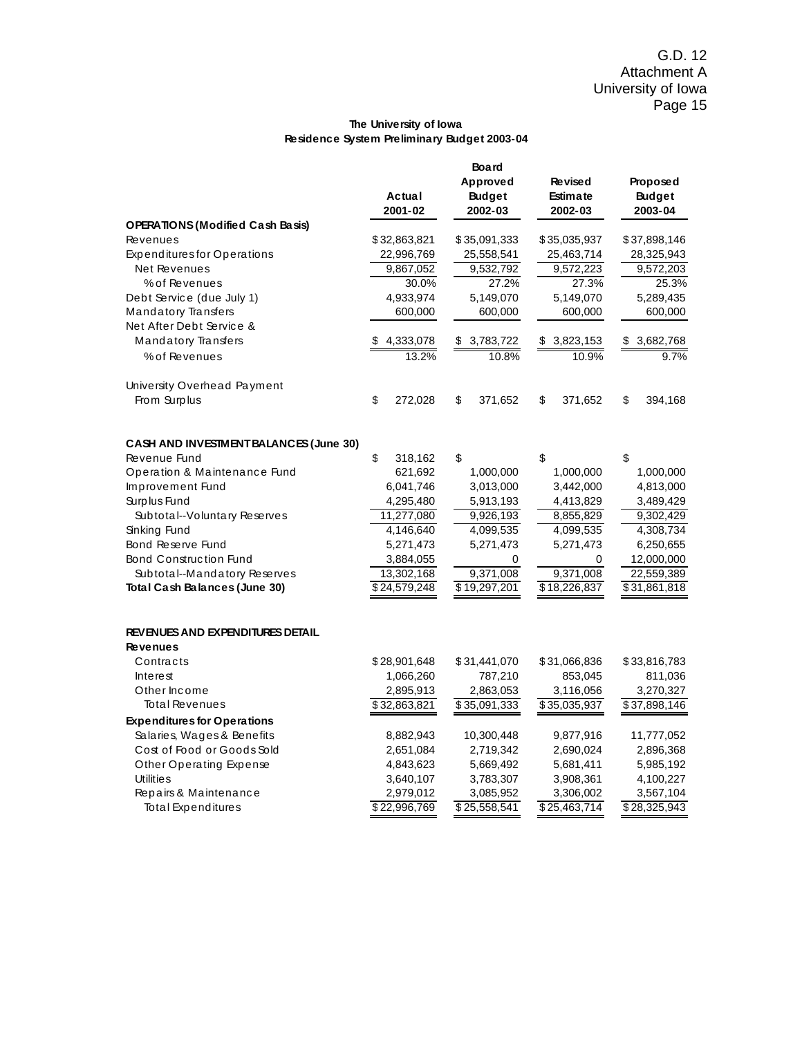G.D. 12
Attachment A
University of Iowa

**The University of Iowa**
**Residence System Preliminary Budget 2003-04**

| | Actual 2001-02 | Board Approved Budget 2002-03 | Revised Estimate 2002-03 | Proposed Budget 2003-04 |
|---|---|---|---|---|
| **OPERATIONS (Modified Cash Basis)** | | | | |
| Revenues | $32,863,821 | $35,091,333 | $35,035,937 | $37,898,146 |
| Expenditures for Operations | 22,996,769 | 25,558,541 | 25,463,714 | 28,325,943 |
| Net Revenues | 9,867,052 | 9,532,792 | 9,572,223 | 9,572,203 |
| % of Revenues | 30.0% | 27.2% | 27.3% | 25.3% |
| Debt Service (due July 1) | 4,933,974 | 5,149,070 | 5,149,070 | 5,289,435 |
| Mandatory Transfers | 600,000 | 600,000 | 600,000 | 600,000 |
| Net After Debt Service & Mandatory Transfers | $ 4,333,078 | $ 3,783,722 | $ 3,823,153 | $ 3,682,768 |
| % of Revenues | 13.2% | 10.8% | 10.9% | 9.7% |
| University Overhead Payment From Surplus | $ 272,028 | $ 371,652 | $ 371,652 | $ 394,168 |
| **CASH AND INVESTMENT BALANCES (June 30)** | | | | |
| Revenue Fund | $ 318,162 | $ | $ | $ |
| Operation & Maintenance Fund | 621,692 | 1,000,000 | 1,000,000 | 1,000,000 |
| Improvement Fund | 6,041,746 | 3,013,000 | 3,442,000 | 4,813,000 |
| Surplus Fund | 4,295,480 | 5,913,193 | 4,413,829 | 3,489,429 |
| Subtotal--Voluntary Reserves | 11,277,080 | 9,926,193 | 8,855,829 | 9,302,429 |
| Sinking Fund | 4,146,640 | 4,099,535 | 4,099,535 | 4,308,734 |
| Bond Reserve Fund | 5,271,473 | 5,271,473 | 5,271,473 | 6,250,655 |
| Bond Construction Fund | 3,884,055 | 0 | 0 | 12,000,000 |
| Subtotal--Mandatory Reserves | 13,302,168 | 9,371,008 | 9,371,008 | 22,559,389 |
| **Total Cash Balances (June 30)** | $24,579,248 | $19,297,201 | $18,226,837 | $31,861,818 |
| **REVENUES AND EXPENDITURES DETAIL** | | | | |
| **Revenues** | | | | |
| Contracts | $28,901,648 | $31,441,070 | $31,066,836 | $33,816,783 |
| Interest | 1,066,260 | 787,210 | 853,045 | 811,036 |
| Other Income | 2,895,913 | 2,863,053 | 3,116,056 | 3,270,327 |
| Total Revenues | $32,863,821 | $35,091,333 | $35,035,937 | $37,898,146 |
| **Expenditures for Operations** | | | | |
| Salaries, Wages & Benefits | 8,882,943 | 10,300,448 | 9,877,916 | 11,777,052 |
| Cost of Food or Goods Sold | 2,651,084 | 2,719,342 | 2,690,024 | 2,896,368 |
| Other Operating Expense | 4,843,623 | 5,669,492 | 5,681,411 | 5,985,192 |
| Utilities | 3,640,107 | 3,783,307 | 3,908,361 | 4,100,227 |
| Repairs & Maintenance | 2,979,012 | 3,085,952 | 3,306,002 | 3,567,104 |
| Total Expenditures | $22,996,769 | $25,558,541 | $25,463,714 | $28,325,943 |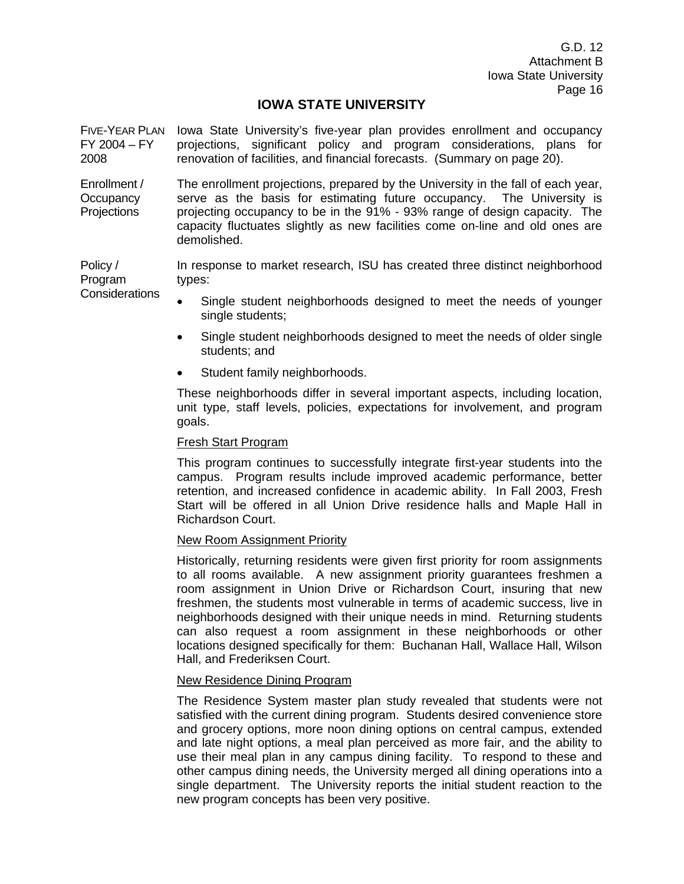# IOWA STATE UNIVERSITY

**FIVE-YEAR PLAN FY 2004 – FY 2008**

Iowa State University's five-year plan provides enrollment and occupancy projections, significant policy and program considerations, plans for renovation of facilities, and financial forecasts. (Summary on page 20).

**Enrollment / Occupancy Projections**

The enrollment projections, prepared by the University in the fall of each year, serve as the basis for estimating future occupancy. The University is projecting occupancy to be in the 91% - 93% range of design capacity. The capacity fluctuates slightly as new facilities come on-line and old ones are demolished.

**Policy / Program Considerations**

In response to market research, ISU has created three distinct neighborhood types:

- Single student neighborhoods designed to meet the needs of younger single students;
- Single student neighborhoods designed to meet the needs of older single students; and
- Student family neighborhoods.

These neighborhoods differ in several important aspects, including location, unit type, staff levels, policies, expectations for involvement, and program goals.

<u>Fresh Start Program</u>

This program continues to successfully integrate first-year students into the campus. Program results include improved academic performance, better retention, and increased confidence in academic ability. In Fall 2003, Fresh Start will be offered in all Union Drive residence halls and Maple Hall in Richardson Court.

<u>New Room Assignment Priority</u>

Historically, returning residents were given first priority for room assignments to all rooms available. A new assignment priority guarantees freshmen a room assignment in Union Drive or Richardson Court, insuring that new freshmen, the students most vulnerable in terms of academic success, live in neighborhoods designed with their unique needs in mind. Returning students can also request a room assignment in these neighborhoods or other locations designed specifically for them: Buchanan Hall, Wallace Hall, Wilson Hall, and Frederiksen Court.

<u>New Residence Dining Program</u>

The Residence System master plan study revealed that students were not satisfied with the current dining program. Students desired convenience store and grocery options, more noon dining options on central campus, extended and late night options, a meal plan perceived as more fair, and the ability to use their meal plan in any campus dining facility. To respond to these and other campus dining needs, the University merged all dining operations into a single department. The University reports the initial student reaction to the new program concepts has been very positive.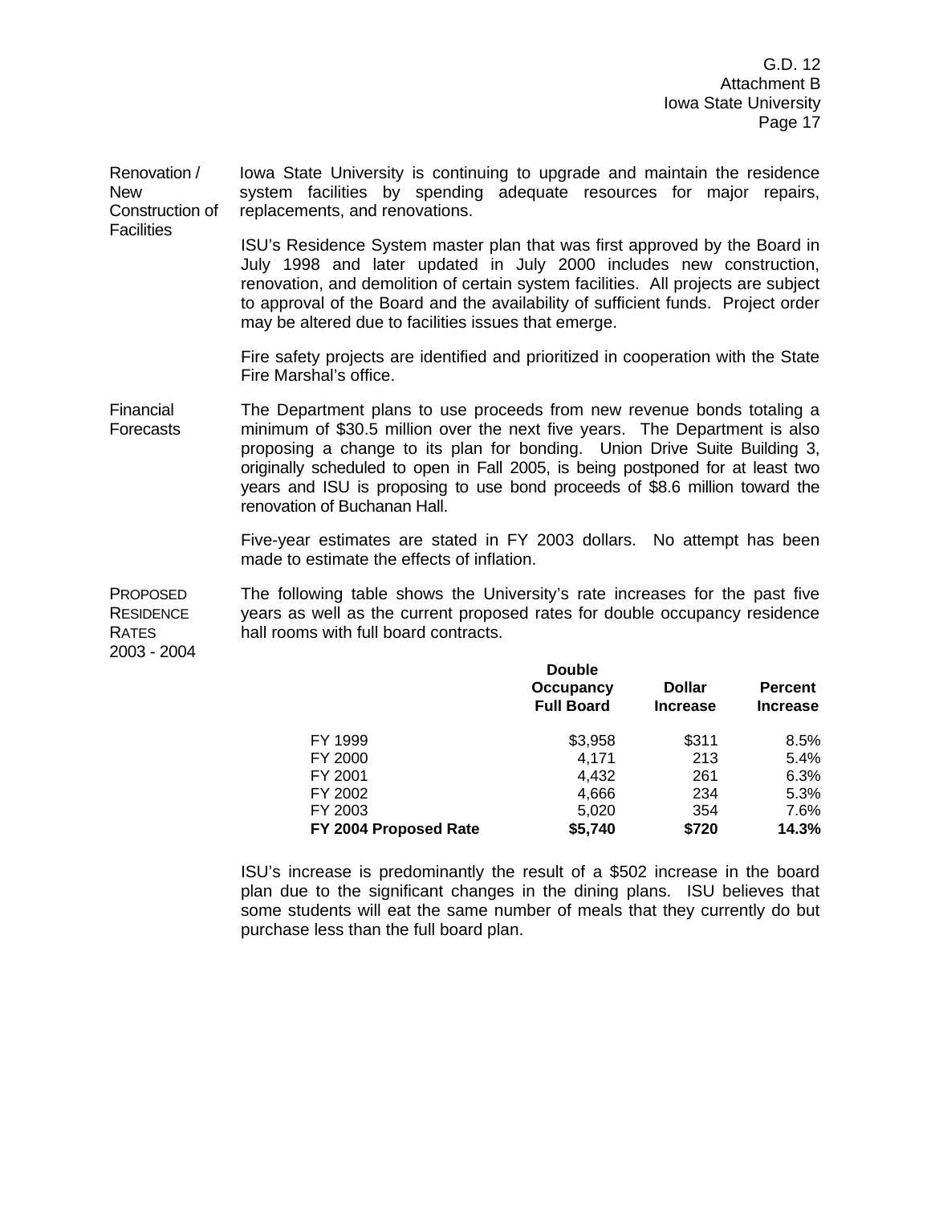**Renovation / New Construction of Facilities**

Iowa State University is continuing to upgrade and maintain the residence system facilities by spending adequate resources for major repairs, replacements, and renovations.

ISU's Residence System master plan that was first approved by the Board in July 1998 and later updated in July 2000 includes new construction, renovation, and demolition of certain system facilities. All projects are subject to approval of the Board and the availability of sufficient funds. Project order may be altered due to facilities issues that emerge.

Fire safety projects are identified and prioritized in cooperation with the State Fire Marshal's office.

**Financial Forecasts**

The Department plans to use proceeds from new revenue bonds totaling a minimum of $30.5 million over the next five years. The Department is also proposing a change to its plan for bonding. Union Drive Suite Building 3, originally scheduled to open in Fall 2005, is being postponed for at least two years and ISU is proposing to use bond proceeds of $8.6 million toward the renovation of Buchanan Hall.

Five-year estimates are stated in FY 2003 dollars. No attempt has been made to estimate the effects of inflation.

**PROPOSED RESIDENCE RATES 2003 - 2004**

The following table shows the University's rate increases for the past five years as well as the current proposed rates for double occupancy residence hall rooms with full board contracts.

| | Double Occupancy Full Board | Dollar Increase | Percent Increase |
|---|---|---|---|
| FY 1999 | $3,958 | $311 | 8.5% |
| FY 2000 | 4,171 | 213 | 5.4% |
| FY 2001 | 4,432 | 261 | 6.3% |
| FY 2002 | 4,666 | 234 | 5.3% |
| FY 2003 | 5,020 | 354 | 7.6% |
| **FY 2004 Proposed Rate** | **$5,740** | **$720** | **14.3%** |

ISU's increase is predominantly the result of a $502 increase in the board plan due to the significant changes in the dining plans. ISU believes that some students will eat the same number of meals that they currently do but purchase less than the full board plan.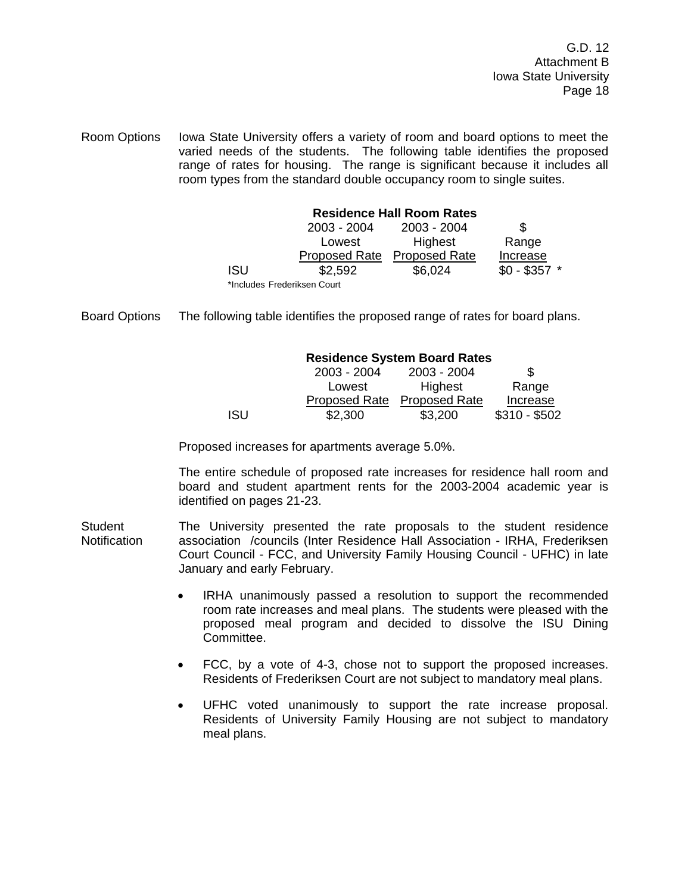**Room Options** Iowa State University offers a variety of room and board options to meet the varied needs of the students. The following table identifies the proposed range of rates for housing. The range is significant because it includes all room types from the standard double occupancy room to single suites.

**Residence Hall Room Rates**

| | 2003 - 2004 Lowest Proposed Rate | 2003 - 2004 Highest Proposed Rate | $ Range Increase |
|---|---|---|---|
| ISU | $2,592 | $6,024 | $0 - $357 * |

*Includes Frederiksen Court

**Board Options** The following table identifies the proposed range of rates for board plans.

**Residence System Board Rates**

| | 2003 - 2004 Lowest Proposed Rate | 2003 - 2004 Highest Proposed Rate | $ Range Increase |
|---|---|---|---|
| ISU | $2,300 | $3,200 | $310 - $502 |

Proposed increases for apartments average 5.0%.

The entire schedule of proposed rate increases for residence hall room and board and student apartment rents for the 2003-2004 academic year is identified on pages 21-23.

**Student Notification** The University presented the rate proposals to the student residence association /councils (Inter Residence Hall Association - IRHA, Frederiksen Court Council - FCC, and University Family Housing Council - UFHC) in late January and early February.

- IRHA unanimously passed a resolution to support the recommended room rate increases and meal plans. The students were pleased with the proposed meal program and decided to dissolve the ISU Dining Committee.
- FCC, by a vote of 4-3, chose not to support the proposed increases. Residents of Frederiksen Court are not subject to mandatory meal plans.
- UFHC voted unanimously to support the rate increase proposal. Residents of University Family Housing are not subject to mandatory meal plans.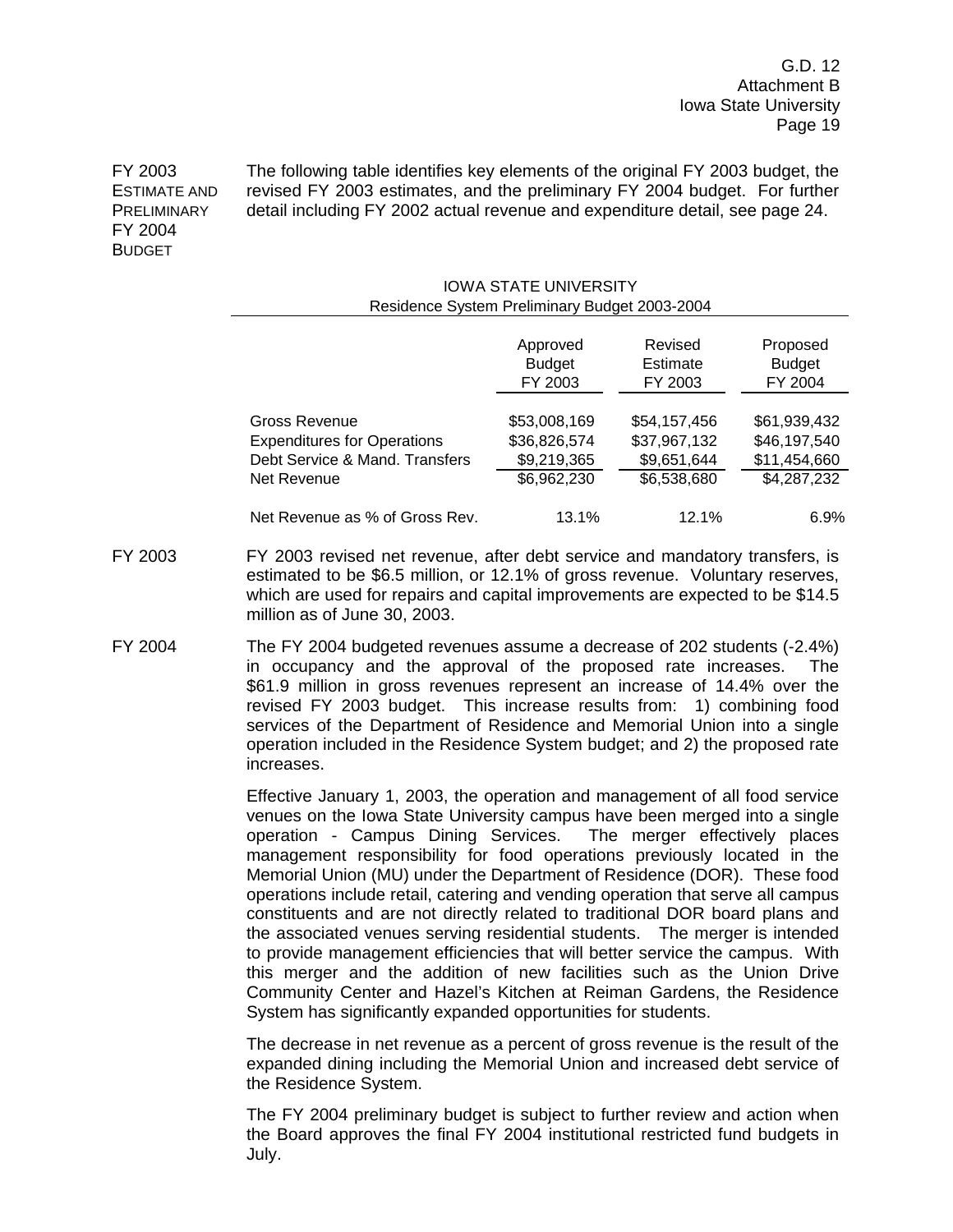**FY 2003 ESTIMATE AND PRELIMINARY FY 2004 BUDGET**

The following table identifies key elements of the original FY 2003 budget, the revised FY 2003 estimates, and the preliminary FY 2004 budget. For further detail including FY 2002 actual revenue and expenditure detail, see page 24.

IOWA STATE UNIVERSITY
Residence System Preliminary Budget 2003-2004

| | Approved Budget FY 2003 | Revised Estimate FY 2003 | Proposed Budget FY 2004 |
|---|---|---|---|
| Gross Revenue | \$53,008,169 | \$54,157,456 | \$61,939,432 |
| Expenditures for Operations | \$36,826,574 | \$37,967,132 | \$46,197,540 |
| Debt Service & Mand. Transfers | \$9,219,365 | \$9,651,644 | \$11,454,660 |
| Net Revenue | \$6,962,230 | \$6,538,680 | \$4,287,232 |
| Net Revenue as % of Gross Rev. | 13.1% | 12.1% | 6.9% |

**FY 2003**

FY 2003 revised net revenue, after debt service and mandatory transfers, is estimated to be \$6.5 million, or 12.1% of gross revenue. Voluntary reserves, which are used for repairs and capital improvements are expected to be \$14.5 million as of June 30, 2003.

**FY 2004**

The FY 2004 budgeted revenues assume a decrease of 202 students (-2.4%) in occupancy and the approval of the proposed rate increases. The \$61.9 million in gross revenues represent an increase of 14.4% over the revised FY 2003 budget. This increase results from: 1) combining food services of the Department of Residence and Memorial Union into a single operation included in the Residence System budget; and 2) the proposed rate increases.

Effective January 1, 2003, the operation and management of all food service venues on the Iowa State University campus have been merged into a single operation - Campus Dining Services. The merger effectively places management responsibility for food operations previously located in the Memorial Union (MU) under the Department of Residence (DOR). These food operations include retail, catering and vending operation that serve all campus constituents and are not directly related to traditional DOR board plans and the associated venues serving residential students. The merger is intended to provide management efficiencies that will better service the campus. With this merger and the addition of new facilities such as the Union Drive Community Center and Hazel's Kitchen at Reiman Gardens, the Residence System has significantly expanded opportunities for students.

The decrease in net revenue as a percent of gross revenue is the result of the expanded dining including the Memorial Union and increased debt service of the Residence System.

The FY 2004 preliminary budget is subject to further review and action when the Board approves the final FY 2004 institutional restricted fund budgets in July.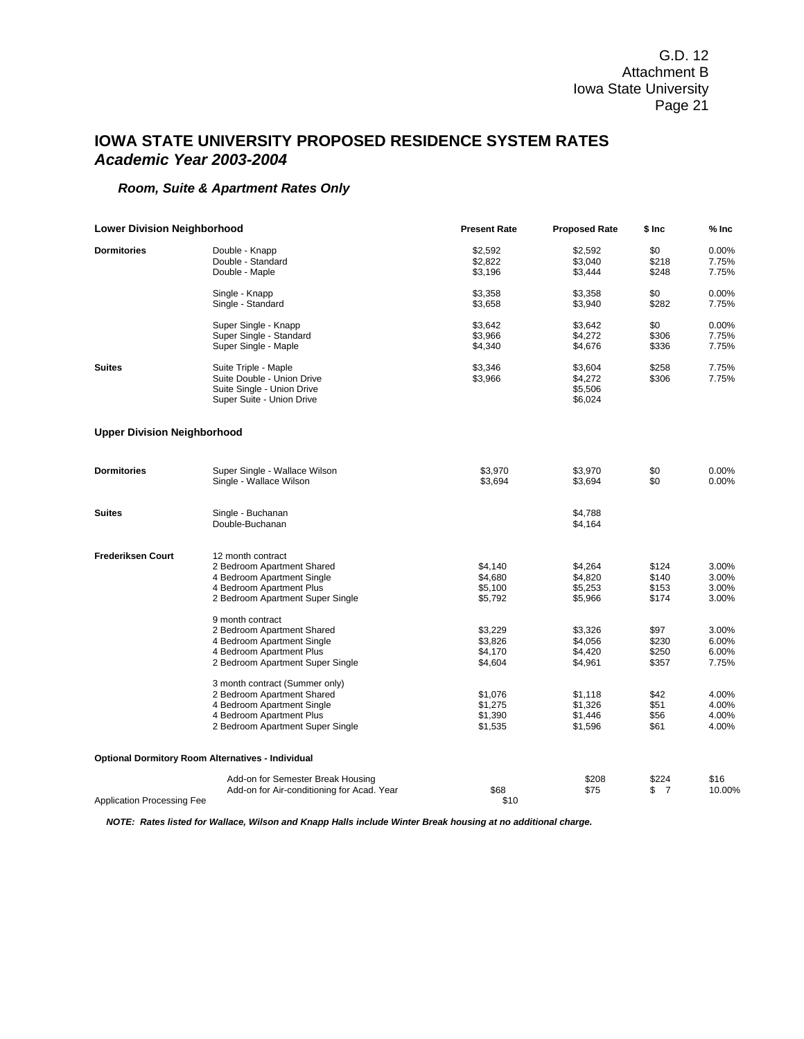# IOWA STATE UNIVERSITY PROPOSED RESIDENCE SYSTEM RATES

## *Academic Year 2003-2004*

### *Room, Suite & Apartment Rates Only*

| Lower Division Neighborhood | | Present Rate | Proposed Rate | $ Inc | % Inc |
|---|---|---|---|---|---|
| **Dormitories** | Double - Knapp | $2,592 | $2,592 | $0 | 0.00% |
| | Double - Standard | $2,822 | $3,040 | $218 | 7.75% |
| | Double - Maple | $3,196 | $3,444 | $248 | 7.75% |
| | Single - Knapp | $3,358 | $3,358 | $0 | 0.00% |
| | Single - Standard | $3,658 | $3,940 | $282 | 7.75% |
| | Super Single - Knapp | $3,642 | $3,642 | $0 | 0.00% |
| | Super Single - Standard | $3,966 | $4,272 | $306 | 7.75% |
| | Super Single - Maple | $4,340 | $4,676 | $336 | 7.75% |
| **Suites** | Suite Triple - Maple | $3,346 | $3,604 | $258 | 7.75% |
| | Suite Double - Union Drive | $3,966 | $4,272 | $306 | 7.75% |
| | Suite Single - Union Drive | | $5,506 | | |
| | Super Suite - Union Drive | | $6,024 | | |
| **Upper Division Neighborhood** | | | | | |
| **Dormitories** | Super Single - Wallace Wilson | $3,970 | $3,970 | $0 | 0.00% |
| | Single - Wallace Wilson | $3,694 | $3,694 | $0 | 0.00% |
| **Suites** | Single - Buchanan | | $4,788 | | |
| | Double-Buchanan | | $4,164 | | |
| **Frederiksen Court** | 12 month contract | | | | |
| | 2 Bedroom Apartment Shared | $4,140 | $4,264 | $124 | 3.00% |
| | 4 Bedroom Apartment Single | $4,680 | $4,820 | $140 | 3.00% |
| | 4 Bedroom Apartment Plus | $5,100 | $5,253 | $153 | 3.00% |
| | 2 Bedroom Apartment Super Single | $5,792 | $5,966 | $174 | 3.00% |
| | 9 month contract | | | | |
| | 2 Bedroom Apartment Shared | $3,229 | $3,326 | $97 | 3.00% |
| | 4 Bedroom Apartment Single | $3,826 | $4,056 | $230 | 6.00% |
| | 4 Bedroom Apartment Plus | $4,170 | $4,420 | $250 | 6.00% |
| | 2 Bedroom Apartment Super Single | $4,604 | $4,961 | $357 | 7.75% |
| | 3 month contract (Summer only) | | | | |
| | 2 Bedroom Apartment Shared | $1,076 | $1,118 | $42 | 4.00% |
| | 4 Bedroom Apartment Single | $1,275 | $1,326 | $51 | 4.00% |
| | 4 Bedroom Apartment Plus | $1,390 | $1,446 | $56 | 4.00% |
| | 2 Bedroom Apartment Super Single | $1,535 | $1,596 | $61 | 4.00% |
| **Optional Dormitory Room Alternatives - Individual** | | | | | |
| | Add-on for Semester Break Housing | | $208 | $224 | $16 |
| | Add-on for Air-conditioning for Acad. Year | $68 | $75 | $ 7 | 10.00% |
| Application Processing Fee | | $10 | | | |

***NOTE: Rates listed for Wallace, Wilson and Knapp Halls include Winter Break housing at no additional charge.***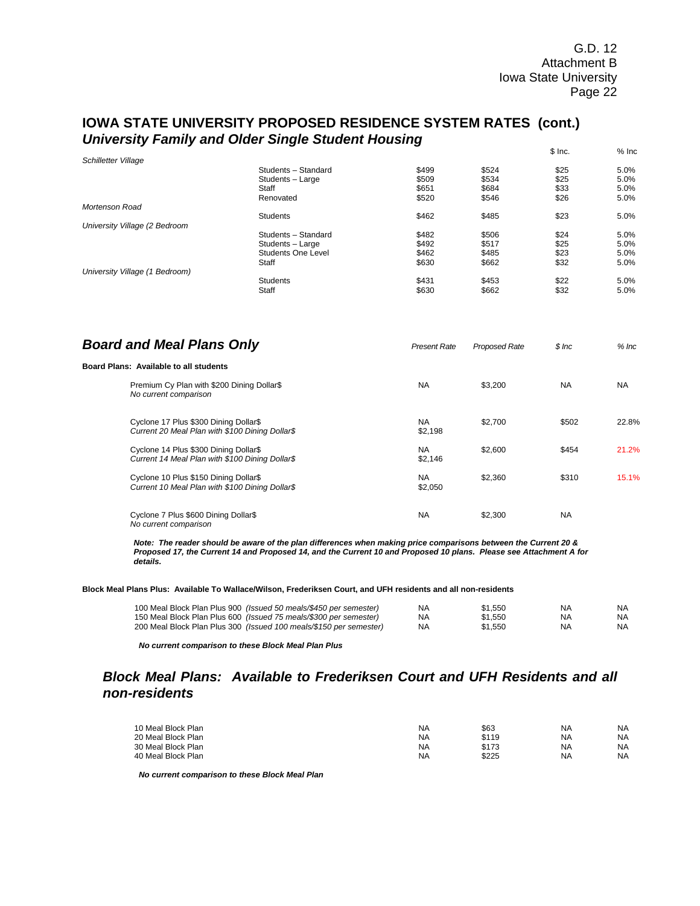## IOWA STATE UNIVERSITY PROPOSED RESIDENCE SYSTEM RATES (cont.)

### *University Family and Older Single Student Housing*

| | | | | $ Inc. | % Inc |
|---|---|---|---|---|---|
| *Schilletter Village* | | | | | |
| | Students – Standard | $499 | $524 | $25 | 5.0% |
| | Students – Large | $509 | $534 | $25 | 5.0% |
| | Staff | $651 | $684 | $33 | 5.0% |
| | Renovated | $520 | $546 | $26 | 5.0% |
| *Mortenson Road* | | | | | |
| | Students | $462 | $485 | $23 | 5.0% |
| *University Village (2 Bedroom* | | | | | |
| | Students – Standard | $482 | $506 | $24 | 5.0% |
| | Students – Large | $492 | $517 | $25 | 5.0% |
| | Students One Level | $462 | $485 | $23 | 5.0% |
| | Staff | $630 | $662 | $32 | 5.0% |
| *University Village (1 Bedroom)* | | | | | |
| | Students | $431 | $453 | $22 | 5.0% |
| | Staff | $630 | $662 | $32 | 5.0% |

### *Board and Meal Plans Only*

| | *Present Rate* | *Proposed Rate* | *$ Inc* | *% Inc* |
|---|---|---|---|---|
| **Board Plans: Available to all students** | | | | |
| Premium Cy Plan with $200 Dining Dollar$ *No current comparison* | NA | $3,200 | NA | NA |
| Cyclone 17 Plus $300 Dining Dollar$ *Current 20 Meal Plan with $100 Dining Dollar$* | NA $2,198 | $2,700 | $502 | 22.8% |
| Cyclone 14 Plus $300 Dining Dollar$ *Current 14 Meal Plan with $100 Dining Dollar$* | NA $2,146 | $2,600 | $454 | 21.2% |
| Cyclone 10 Plus $150 Dining Dollar$ *Current 10 Meal Plan with $100 Dining Dollar$* | NA $2,050 | $2,360 | $310 | 15.1% |
| Cyclone 7 Plus $600 Dining Dollar$ *No current comparison* | NA | $2,300 | NA | |

***Note: The reader should be aware of the plan differences when making price comparisons between the Current 20 & Proposed 17, the Current 14 and Proposed 14, and the Current 10 and Proposed 10 plans. Please see Attachment A for details.***

**Block Meal Plans Plus: Available To Wallace/Wilson, Frederiksen Court, and UFH residents and all non-residents**

| | | | | |
|---|---|---|---|---|
| 100 Meal Block Plan Plus 900 *(Issued 50 meals/$450 per semester)* | NA | $1,550 | NA | NA |
| 150 Meal Block Plan Plus 600 *(Issued 75 meals/$300 per semester)* | NA | $1,550 | NA | NA |
| 200 Meal Block Plan Plus 300 *(Issued 100 meals/$150 per semester)* | NA | $1,550 | NA | NA |

***No current comparison to these Block Meal Plan Plus***

### *Block Meal Plans: Available to Frederiksen Court and UFH Residents and all non-residents*

| | | | | |
|---|---|---|---|---|
| 10 Meal Block Plan | NA | $63 | NA | NA |
| 20 Meal Block Plan | NA | $119 | NA | NA |
| 30 Meal Block Plan | NA | $173 | NA | NA |
| 40 Meal Block Plan | NA | $225 | NA | NA |

***No current comparison to these Block Meal Plan***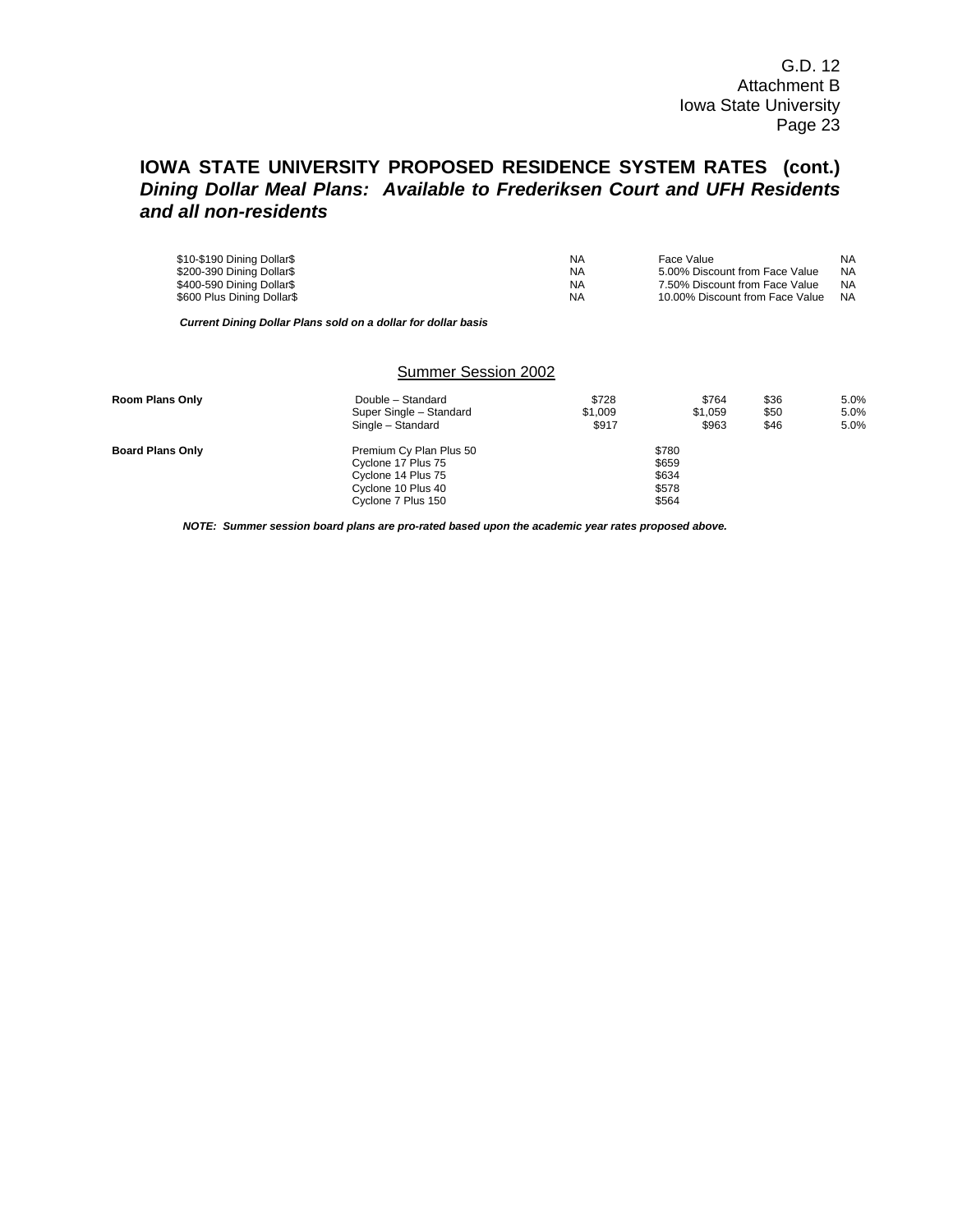## IOWA STATE UNIVERSITY PROPOSED RESIDENCE SYSTEM RATES (cont.)

### *Dining Dollar Meal Plans: Available to Frederiksen Court and UFH Residents and all non-residents*

| | | | |
|---|---|---|---|
| \$10-\$190 Dining Dollar\$ | NA | Face Value | NA |
| \$200-390 Dining Dollar\$ | NA | 5.00% Discount from Face Value | NA |
| \$400-590 Dining Dollar\$ | NA | 7.50% Discount from Face Value | NA |
| \$600 Plus Dining Dollar\$ | NA | 10.00% Discount from Face Value | NA |

***Current Dining Dollar Plans sold on a dollar for dollar basis***

Summer Session 2002

| | | | | | |
|---|---|---|---|---|---|
| **Room Plans Only** | Double – Standard | \$728 | \$764 | \$36 | 5.0% |
| | Super Single – Standard | \$1,009 | \$1,059 | \$50 | 5.0% |
| | Single – Standard | \$917 | \$963 | \$46 | 5.0% |
| **Board Plans Only** | Premium Cy Plan Plus 50 | | \$780 | | |
| | Cyclone 17 Plus 75 | | \$659 | | |
| | Cyclone 14 Plus 75 | | \$634 | | |
| | Cyclone 10 Plus 40 | | \$578 | | |
| | Cyclone 7 Plus 150 | | \$564 | | |

***NOTE: Summer session board plans are pro-rated based upon the academic year rates proposed above.***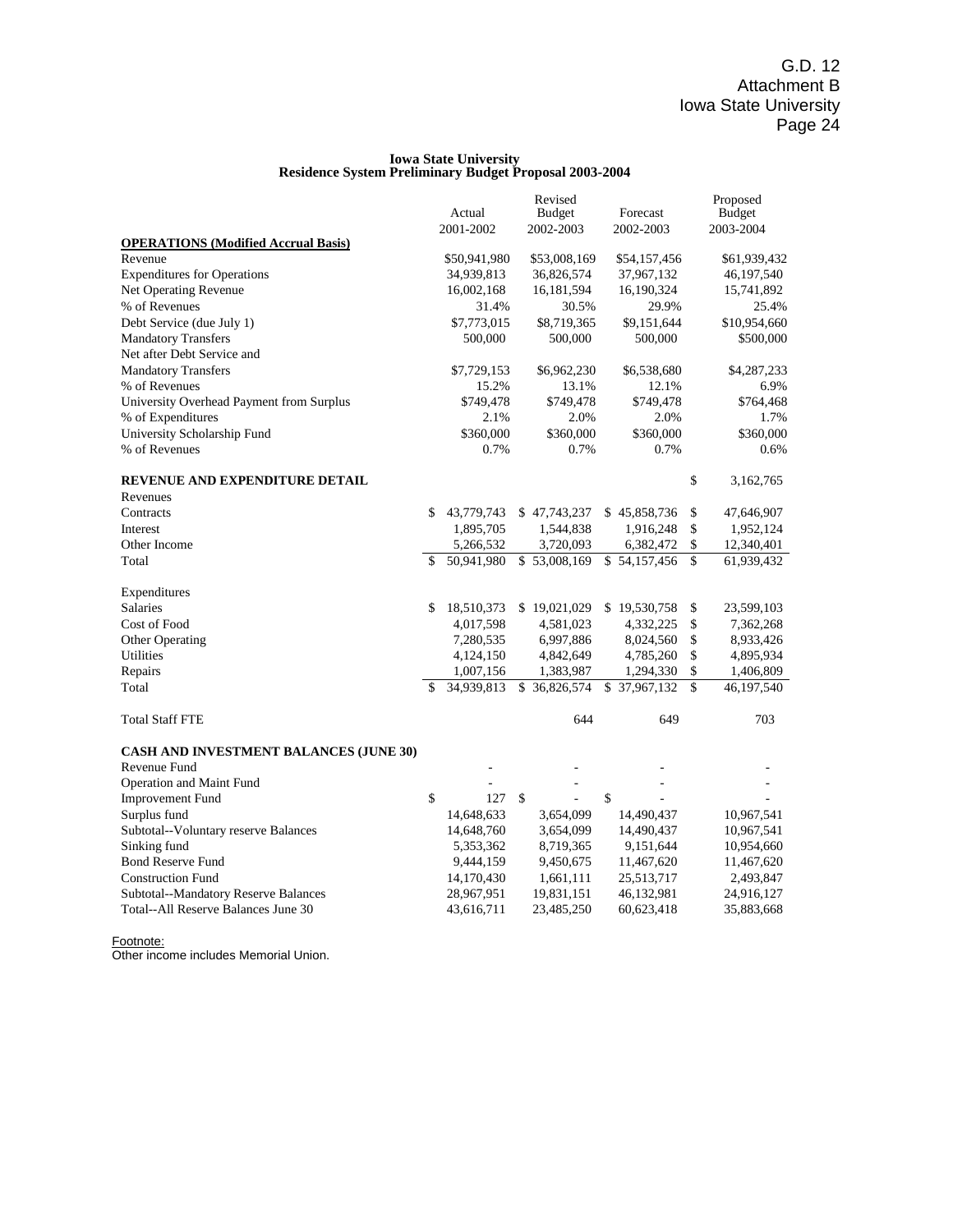G.D. 12
Attachment B
Iowa State University

**Iowa State University**
**Residence System Preliminary Budget Proposal 2003-2004**

| | Actual 2001-2002 | Revised Budget 2002-2003 | Forecast 2002-2003 | Proposed Budget 2003-2004 |
|---|---|---|---|---|
| **OPERATIONS (Modified Accrual Basis)** | | | | |
| Revenue | $50,941,980 | $53,008,169 | $54,157,456 | $61,939,432 |
| Expenditures for Operations | 34,939,813 | 36,826,574 | 37,967,132 | 46,197,540 |
| Net Operating Revenue | 16,002,168 | 16,181,594 | 16,190,324 | 15,741,892 |
| % of Revenues | 31.4% | 30.5% | 29.9% | 25.4% |
| Debt Service (due July 1) | $7,773,015 | $8,719,365 | $9,151,644 | $10,954,660 |
| Mandatory Transfers | 500,000 | 500,000 | 500,000 | $500,000 |
| Net after Debt Service and Mandatory Transfers | $7,729,153 | $6,962,230 | $6,538,680 | $4,287,233 |
| % of Revenues | 15.2% | 13.1% | 12.1% | 6.9% |
| University Overhead Payment from Surplus | $749,478 | $749,478 | $749,478 | $764,468 |
| % of Expenditures | 2.1% | 2.0% | 2.0% | 1.7% |
| University Scholarship Fund | $360,000 | $360,000 | $360,000 | $360,000 |
| % of Revenues | 0.7% | 0.7% | 0.7% | 0.6% |
| | | | | |
| **REVENUE AND EXPENDITURE DETAIL** | | | | $ 3,162,765 |
| Revenues | | | | |
| Contracts | $ 43,779,743 | $ 47,743,237 | $ 45,858,736 | $ 47,646,907 |
| Interest | 1,895,705 | 1,544,838 | 1,916,248 | $ 1,952,124 |
| Other Income | 5,266,532 | 3,720,093 | 6,382,472 | $ 12,340,401 |
| Total | $ 50,941,980 | $ 53,008,169 | $ 54,157,456 | $ 61,939,432 |
| | | | | |
| Expenditures | | | | |
| Salaries | $ 18,510,373 | $ 19,021,029 | $ 19,530,758 | $ 23,599,103 |
| Cost of Food | 4,017,598 | 4,581,023 | 4,332,225 | $ 7,362,268 |
| Other Operating | 7,280,535 | 6,997,886 | 8,024,560 | $ 8,933,426 |
| Utilities | 4,124,150 | 4,842,649 | 4,785,260 | $ 4,895,934 |
| Repairs | 1,007,156 | 1,383,987 | 1,294,330 | $ 1,406,809 |
| Total | $ 34,939,813 | $ 36,826,574 | $ 37,967,132 | $ 46,197,540 |
| | | | | |
| Total Staff FTE | | 644 | 649 | 703 |
| | | | | |
| **CASH AND INVESTMENT BALANCES (JUNE 30)** | | | | |
| Revenue Fund | - | - | - | - |
| Operation and Maint Fund | - | - | - | - |
| Improvement Fund | $ 127 | $ - | $ - | - |
| Surplus fund | 14,648,633 | 3,654,099 | 14,490,437 | 10,967,541 |
| Subtotal--Voluntary reserve Balances | 14,648,760 | 3,654,099 | 14,490,437 | 10,967,541 |
| Sinking fund | 5,353,362 | 8,719,365 | 9,151,644 | 10,954,660 |
| Bond Reserve Fund | 9,444,159 | 9,450,675 | 11,467,620 | 11,467,620 |
| Construction Fund | 14,170,430 | 1,661,111 | 25,513,717 | 2,493,847 |
| Subtotal--Mandatory Reserve Balances | 28,967,951 | 19,831,151 | 46,132,981 | 24,916,127 |
| Total--All Reserve Balances June 30 | 43,616,711 | 23,485,250 | 60,623,418 | 35,883,668 |

Footnote:
Other income includes Memorial Union.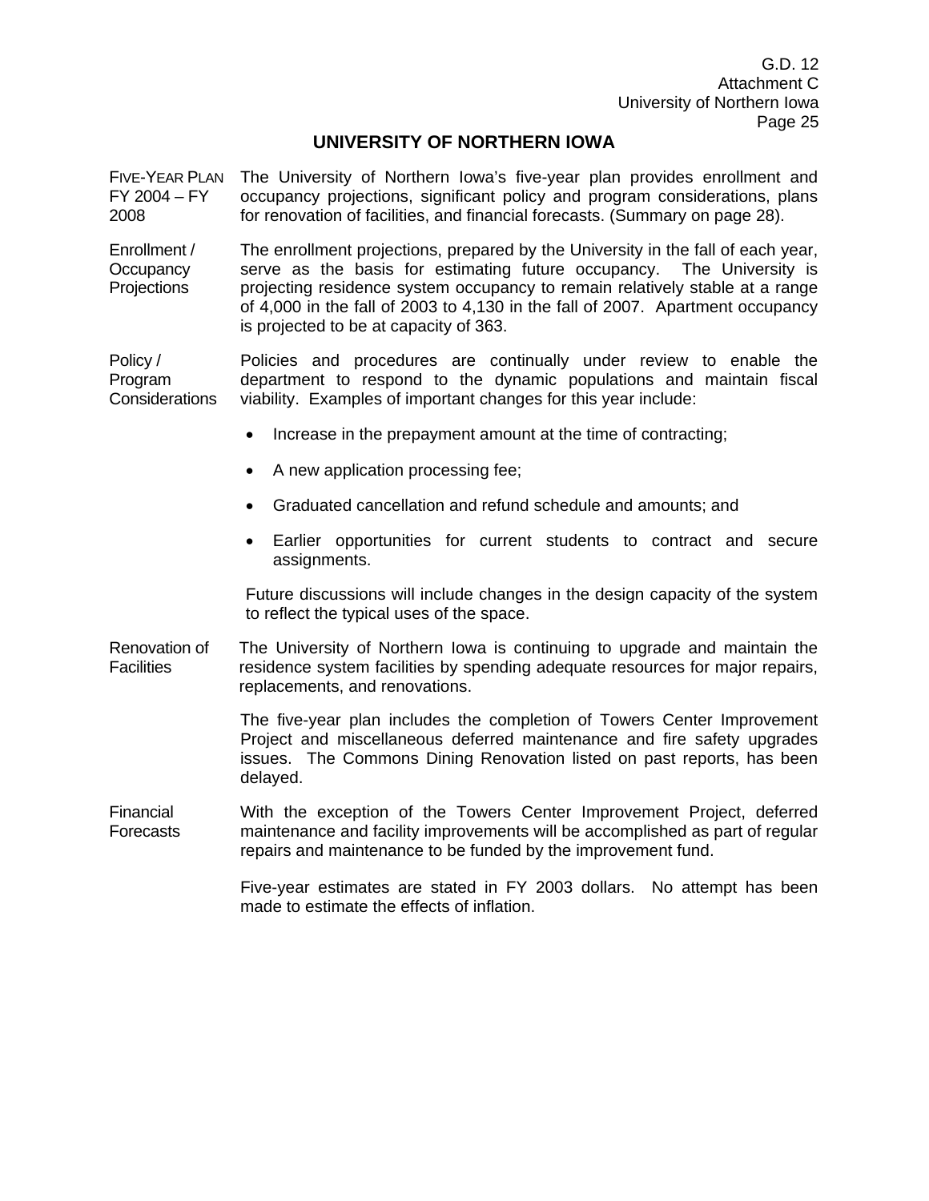# UNIVERSITY OF NORTHERN IOWA

**FIVE-YEAR PLAN FY 2004 – FY 2008**

The University of Northern Iowa's five-year plan provides enrollment and occupancy projections, significant policy and program considerations, plans for renovation of facilities, and financial forecasts. (Summary on page 28).

**Enrollment / Occupancy Projections**

The enrollment projections, prepared by the University in the fall of each year, serve as the basis for estimating future occupancy. The University is projecting residence system occupancy to remain relatively stable at a range of 4,000 in the fall of 2003 to 4,130 in the fall of 2007. Apartment occupancy is projected to be at capacity of 363.

**Policy / Program Considerations**

Policies and procedures are continually under review to enable the department to respond to the dynamic populations and maintain fiscal viability. Examples of important changes for this year include:

- Increase in the prepayment amount at the time of contracting;
- A new application processing fee;
- Graduated cancellation and refund schedule and amounts; and
- Earlier opportunities for current students to contract and secure assignments.

Future discussions will include changes in the design capacity of the system to reflect the typical uses of the space.

**Renovation of Facilities**

The University of Northern Iowa is continuing to upgrade and maintain the residence system facilities by spending adequate resources for major repairs, replacements, and renovations.

The five-year plan includes the completion of Towers Center Improvement Project and miscellaneous deferred maintenance and fire safety upgrades issues. The Commons Dining Renovation listed on past reports, has been delayed.

**Financial Forecasts**

With the exception of the Towers Center Improvement Project, deferred maintenance and facility improvements will be accomplished as part of regular repairs and maintenance to be funded by the improvement fund.

Five-year estimates are stated in FY 2003 dollars. No attempt has been made to estimate the effects of inflation.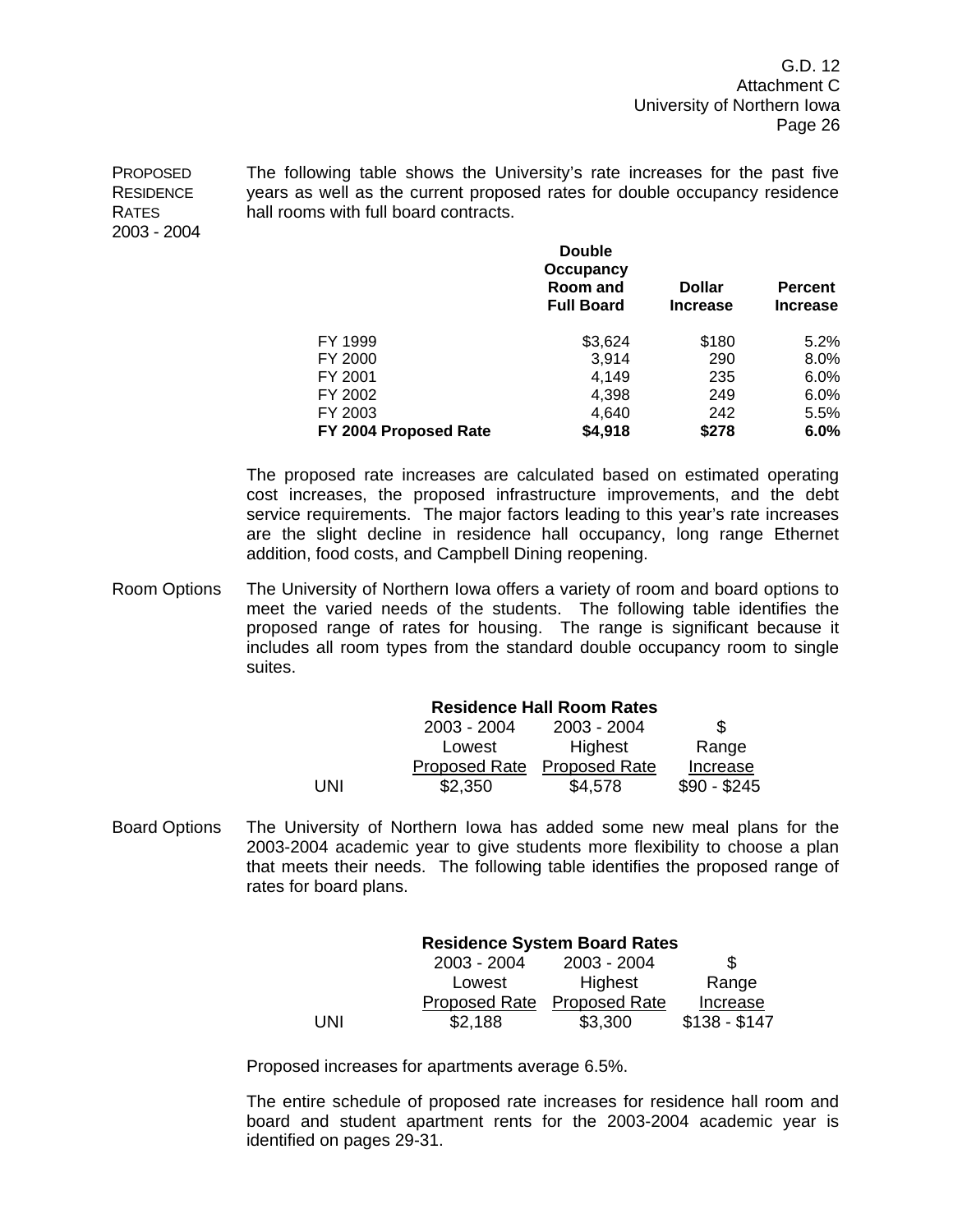**PROPOSED RESIDENCE RATES 2003 - 2004**

The following table shows the University's rate increases for the past five years as well as the current proposed rates for double occupancy residence hall rooms with full board contracts.

| | Double Occupancy Room and Full Board | Dollar Increase | Percent Increase |
|---|---|---|---|
| FY 1999 | $3,624 | $180 | 5.2% |
| FY 2000 | 3,914 | 290 | 8.0% |
| FY 2001 | 4,149 | 235 | 6.0% |
| FY 2002 | 4,398 | 249 | 6.0% |
| FY 2003 | 4,640 | 242 | 5.5% |
| **FY 2004 Proposed Rate** | **$4,918** | **$278** | **6.0%** |

The proposed rate increases are calculated based on estimated operating cost increases, the proposed infrastructure improvements, and the debt service requirements. The major factors leading to this year's rate increases are the slight decline in residence hall occupancy, long range Ethernet addition, food costs, and Campbell Dining reopening.

**Room Options**

The University of Northern Iowa offers a variety of room and board options to meet the varied needs of the students. The following table identifies the proposed range of rates for housing. The range is significant because it includes all room types from the standard double occupancy room to single suites.

**Residence Hall Room Rates**

| | 2003 - 2004 Lowest Proposed Rate | 2003 - 2004 Highest Proposed Rate | $ Range Increase |
|---|---|---|---|
| UNI | $2,350 | $4,578 | $90 - $245 |

**Board Options**

The University of Northern Iowa has added some new meal plans for the 2003-2004 academic year to give students more flexibility to choose a plan that meets their needs. The following table identifies the proposed range of rates for board plans.

**Residence System Board Rates**

| | 2003 - 2004 Lowest Proposed Rate | 2003 - 2004 Highest Proposed Rate | $ Range Increase |
|---|---|---|---|
| UNI | $2,188 | $3,300 | $138 - $147 |

Proposed increases for apartments average 6.5%.

The entire schedule of proposed rate increases for residence hall room and board and student apartment rents for the 2003-2004 academic year is identified on pages 29-31.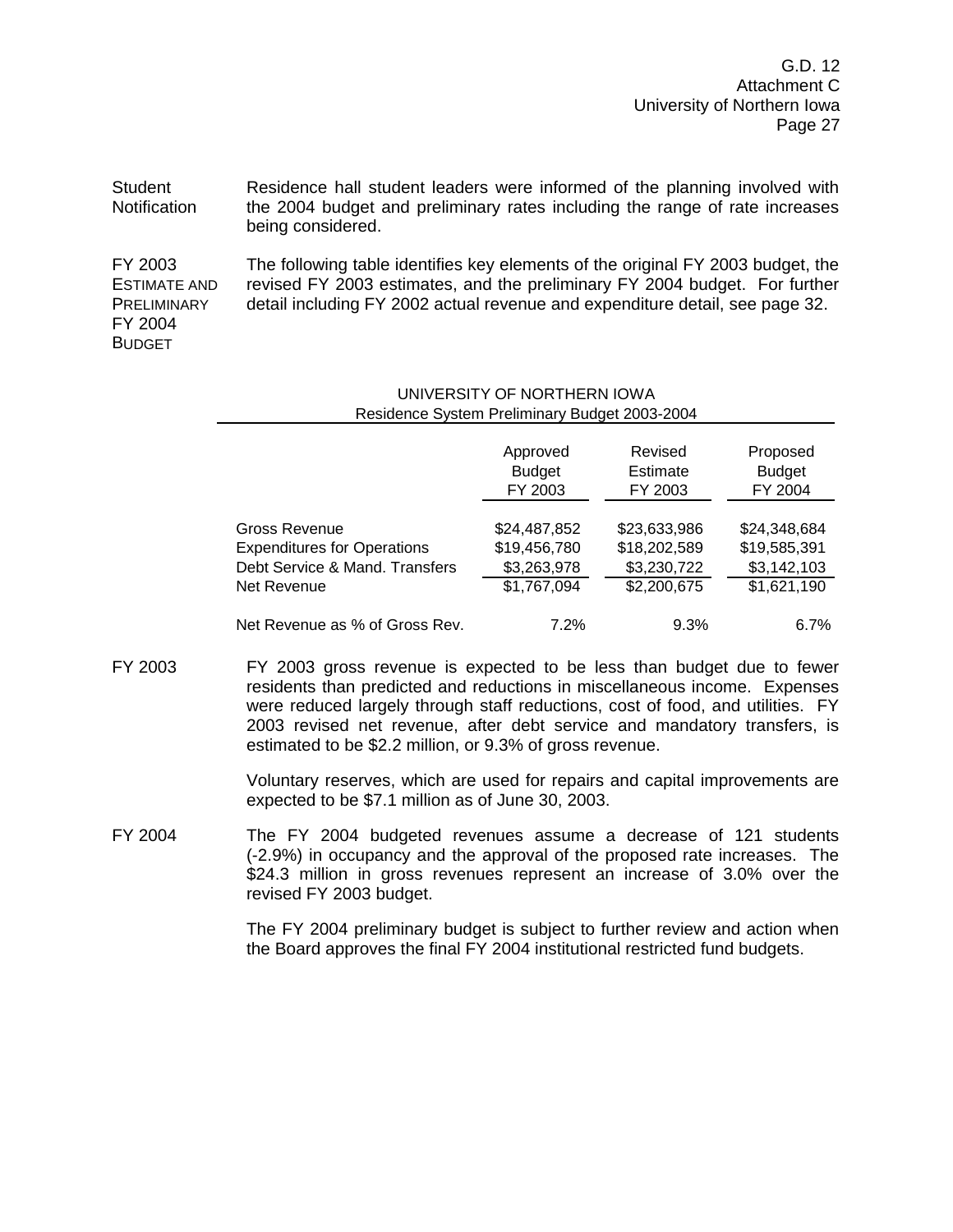**Student Notification** Residence hall student leaders were informed of the planning involved with the 2004 budget and preliminary rates including the range of rate increases being considered.

**FY 2003 Estimate and Preliminary FY 2004 Budget** The following table identifies key elements of the original FY 2003 budget, the revised FY 2003 estimates, and the preliminary FY 2004 budget. For further detail including FY 2002 actual revenue and expenditure detail, see page 32.

UNIVERSITY OF NORTHERN IOWA
Residence System Preliminary Budget 2003-2004

| | Approved Budget FY 2003 | Revised Estimate FY 2003 | Proposed Budget FY 2004 |
|---|---|---|---|
| Gross Revenue | $24,487,852 | $23,633,986 | $24,348,684 |
| Expenditures for Operations | $19,456,780 | $18,202,589 | $19,585,391 |
| Debt Service & Mand. Transfers | $3,263,978 | $3,230,722 | $3,142,103 |
| Net Revenue | $1,767,094 | $2,200,675 | $1,621,190 |
| Net Revenue as % of Gross Rev. | 7.2% | 9.3% | 6.7% |

**FY 2003** FY 2003 gross revenue is expected to be less than budget due to fewer residents than predicted and reductions in miscellaneous income. Expenses were reduced largely through staff reductions, cost of food, and utilities. FY 2003 revised net revenue, after debt service and mandatory transfers, is estimated to be $2.2 million, or 9.3% of gross revenue.

Voluntary reserves, which are used for repairs and capital improvements are expected to be $7.1 million as of June 30, 2003.

**FY 2004** The FY 2004 budgeted revenues assume a decrease of 121 students (-2.9%) in occupancy and the approval of the proposed rate increases. The $24.3 million in gross revenues represent an increase of 3.0% over the revised FY 2003 budget.

The FY 2004 preliminary budget is subject to further review and action when the Board approves the final FY 2004 institutional restricted fund budgets.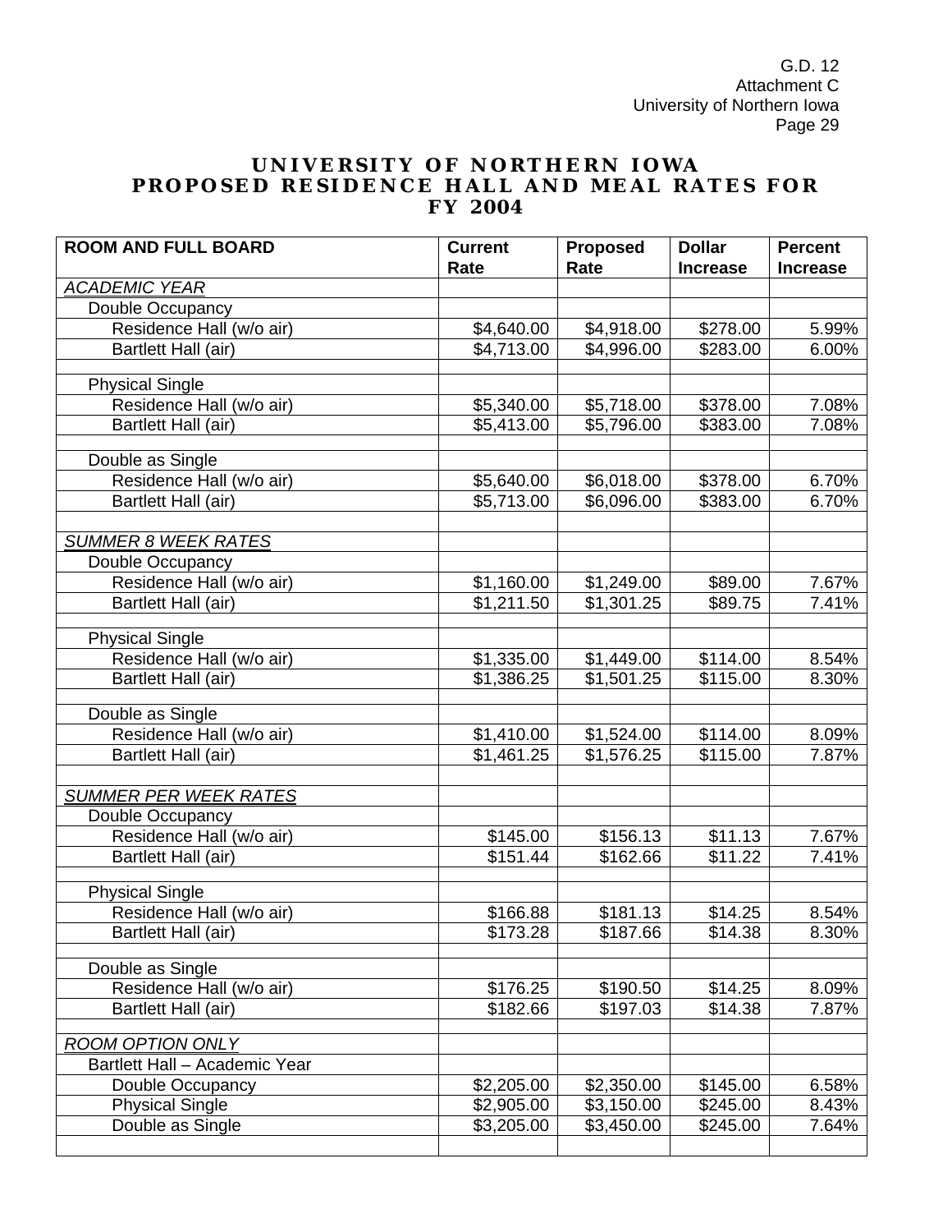G.D. 12
Attachment C
University of Northern Iowa

# UNIVERSITY OF NORTHERN IOWA
# PROPOSED RESIDENCE HALL AND MEAL RATES FOR FY 2004

| ROOM AND FULL BOARD | Current Rate | Proposed Rate | Dollar Increase | Percent Increase |
|---|---|---|---|---|
| *ACADEMIC YEAR* | | | | |
| Double Occupancy | | | | |
| Residence Hall (w/o air) | $4,640.00 | $4,918.00 | $278.00 | 5.99% |
| Bartlett Hall (air) | $4,713.00 | $4,996.00 | $283.00 | 6.00% |
| | | | | |
| Physical Single | | | | |
| Residence Hall (w/o air) | $5,340.00 | $5,718.00 | $378.00 | 7.08% |
| Bartlett Hall (air) | $5,413.00 | $5,796.00 | $383.00 | 7.08% |
| | | | | |
| Double as Single | | | | |
| Residence Hall (w/o air) | $5,640.00 | $6,018.00 | $378.00 | 6.70% |
| Bartlett Hall (air) | $5,713.00 | $6,096.00 | $383.00 | 6.70% |
| | | | | |
| *SUMMER 8 WEEK RATES* | | | | |
| Double Occupancy | | | | |
| Residence Hall (w/o air) | $1,160.00 | $1,249.00 | $89.00 | 7.67% |
| Bartlett Hall (air) | $1,211.50 | $1,301.25 | $89.75 | 7.41% |
| | | | | |
| Physical Single | | | | |
| Residence Hall (w/o air) | $1,335.00 | $1,449.00 | $114.00 | 8.54% |
| Bartlett Hall (air) | $1,386.25 | $1,501.25 | $115.00 | 8.30% |
| | | | | |
| Double as Single | | | | |
| Residence Hall (w/o air) | $1,410.00 | $1,524.00 | $114.00 | 8.09% |
| Bartlett Hall (air) | $1,461.25 | $1,576.25 | $115.00 | 7.87% |
| | | | | |
| *SUMMER PER WEEK RATES* | | | | |
| Double Occupancy | | | | |
| Residence Hall (w/o air) | $145.00 | $156.13 | $11.13 | 7.67% |
| Bartlett Hall (air) | $151.44 | $162.66 | $11.22 | 7.41% |
| | | | | |
| Physical Single | | | | |
| Residence Hall (w/o air) | $166.88 | $181.13 | $14.25 | 8.54% |
| Bartlett Hall (air) | $173.28 | $187.66 | $14.38 | 8.30% |
| | | | | |
| Double as Single | | | | |
| Residence Hall (w/o air) | $176.25 | $190.50 | $14.25 | 8.09% |
| Bartlett Hall (air) | $182.66 | $197.03 | $14.38 | 7.87% |
| | | | | |
| *ROOM OPTION ONLY* | | | | |
| Bartlett Hall – Academic Year | | | | |
| Double Occupancy | $2,205.00 | $2,350.00 | $145.00 | 6.58% |
| Physical Single | $2,905.00 | $3,150.00 | $245.00 | 8.43% |
| Double as Single | $3,205.00 | $3,450.00 | $245.00 | 7.64% |
| | | | | |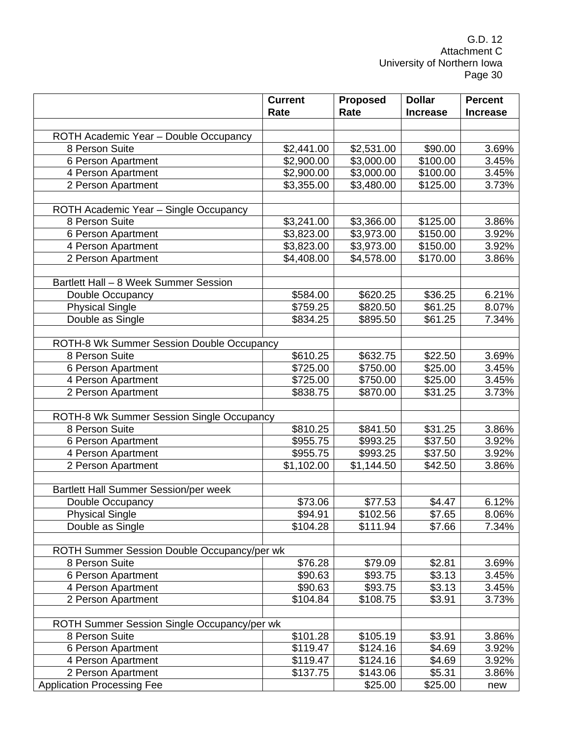G.D. 12
Attachment C
University of Northern Iowa

| | Current Rate | Proposed Rate | Dollar Increase | Percent Increase |
|---|---|---|---|---|
| | | | | |
| ROTH Academic Year – Double Occupancy | | | | |
| 8 Person Suite | $2,441.00 | $2,531.00 | $90.00 | 3.69% |
| 6 Person Apartment | $2,900.00 | $3,000.00 | $100.00 | 3.45% |
| 4 Person Apartment | $2,900.00 | $3,000.00 | $100.00 | 3.45% |
| 2 Person Apartment | $3,355.00 | $3,480.00 | $125.00 | 3.73% |
| | | | | |
| ROTH Academic Year – Single Occupancy | | | | |
| 8 Person Suite | $3,241.00 | $3,366.00 | $125.00 | 3.86% |
| 6 Person Apartment | $3,823.00 | $3,973.00 | $150.00 | 3.92% |
| 4 Person Apartment | $3,823.00 | $3,973.00 | $150.00 | 3.92% |
| 2 Person Apartment | $4,408.00 | $4,578.00 | $170.00 | 3.86% |
| | | | | |
| Bartlett Hall – 8 Week Summer Session | | | | |
| Double Occupancy | $584.00 | $620.25 | $36.25 | 6.21% |
| Physical Single | $759.25 | $820.50 | $61.25 | 8.07% |
| Double as Single | $834.25 | $895.50 | $61.25 | 7.34% |
| | | | | |
| ROTH-8 Wk Summer Session Double Occupancy | | | | |
| 8 Person Suite | $610.25 | $632.75 | $22.50 | 3.69% |
| 6 Person Apartment | $725.00 | $750.00 | $25.00 | 3.45% |
| 4 Person Apartment | $725.00 | $750.00 | $25.00 | 3.45% |
| 2 Person Apartment | $838.75 | $870.00 | $31.25 | 3.73% |
| | | | | |
| ROTH-8 Wk Summer Session Single Occupancy | | | | |
| 8 Person Suite | $810.25 | $841.50 | $31.25 | 3.86% |
| 6 Person Apartment | $955.75 | $993.25 | $37.50 | 3.92% |
| 4 Person Apartment | $955.75 | $993.25 | $37.50 | 3.92% |
| 2 Person Apartment | $1,102.00 | $1,144.50 | $42.50 | 3.86% |
| | | | | |
| Bartlett Hall Summer Session/per week | | | | |
| Double Occupancy | $73.06 | $77.53 | $4.47 | 6.12% |
| Physical Single | $94.91 | $102.56 | $7.65 | 8.06% |
| Double as Single | $104.28 | $111.94 | $7.66 | 7.34% |
| | | | | |
| ROTH Summer Session Double Occupancy/per wk | | | | |
| 8 Person Suite | $76.28 | $79.09 | $2.81 | 3.69% |
| 6 Person Apartment | $90.63 | $93.75 | $3.13 | 3.45% |
| 4 Person Apartment | $90.63 | $93.75 | $3.13 | 3.45% |
| 2 Person Apartment | $104.84 | $108.75 | $3.91 | 3.73% |
| | | | | |
| ROTH Summer Session Single Occupancy/per wk | | | | |
| 8 Person Suite | $101.28 | $105.19 | $3.91 | 3.86% |
| 6 Person Apartment | $119.47 | $124.16 | $4.69 | 3.92% |
| 4 Person Apartment | $119.47 | $124.16 | $4.69 | 3.92% |
| 2 Person Apartment | $137.75 | $143.06 | $5.31 | 3.86% |
| Application Processing Fee | | $25.00 | $25.00 | new |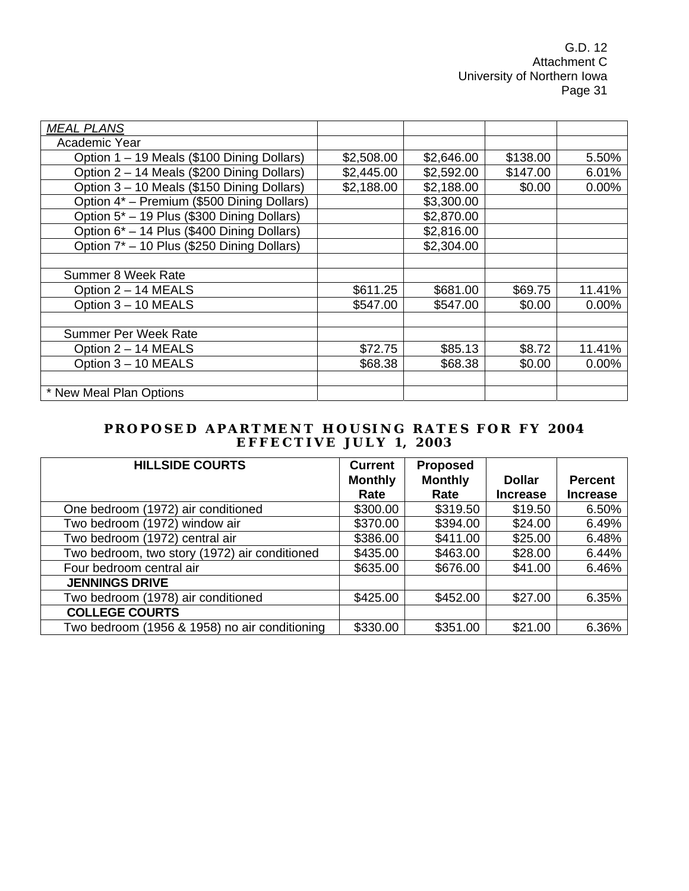| *MEAL PLANS* | | | | |
|---|---|---|---|---|
| Academic Year | | | | |
| Option 1 – 19 Meals ($100 Dining Dollars) | $2,508.00 | $2,646.00 | $138.00 | 5.50% |
| Option 2 – 14 Meals ($200 Dining Dollars) | $2,445.00 | $2,592.00 | $147.00 | 6.01% |
| Option 3 – 10 Meals ($150 Dining Dollars) | $2,188.00 | $2,188.00 | $0.00 | 0.00% |
| Option 4* – Premium ($500 Dining Dollars) | | $3,300.00 | | |
| Option 5* – 19 Plus ($300 Dining Dollars) | | $2,870.00 | | |
| Option 6* – 14 Plus ($400 Dining Dollars) | | $2,816.00 | | |
| Option 7* – 10 Plus ($250 Dining Dollars) | | $2,304.00 | | |
| | | | | |
| Summer 8 Week Rate | | | | |
| Option 2 – 14 MEALS | $611.25 | $681.00 | $69.75 | 11.41% |
| Option 3 – 10 MEALS | $547.00 | $547.00 | $0.00 | 0.00% |
| | | | | |
| Summer Per Week Rate | | | | |
| Option 2 – 14 MEALS | $72.75 | $85.13 | $8.72 | 11.41% |
| Option 3 – 10 MEALS | $68.38 | $68.38 | $0.00 | 0.00% |
| | | | | |
| * New Meal Plan Options | | | | |

## PROPOSED APARTMENT HOUSING RATES FOR FY 2004 EFFECTIVE JULY 1, 2003

| **HILLSIDE COURTS** | **Current Monthly Rate** | **Proposed Monthly Rate** | **Dollar Increase** | **Percent Increase** |
|---|---|---|---|---|
| One bedroom (1972) air conditioned | $300.00 | $319.50 | $19.50 | 6.50% |
| Two bedroom (1972) window air | $370.00 | $394.00 | $24.00 | 6.49% |
| Two bedroom (1972) central air | $386.00 | $411.00 | $25.00 | 6.48% |
| Two bedroom, two story (1972) air conditioned | $435.00 | $463.00 | $28.00 | 6.44% |
| Four bedroom central air | $635.00 | $676.00 | $41.00 | 6.46% |
| **JENNINGS DRIVE** | | | | |
| Two bedroom (1978) air conditioned | $425.00 | $452.00 | $27.00 | 6.35% |
| **COLLEGE COURTS** | | | | |
| Two bedroom (1956 & 1958) no air conditioning | $330.00 | $351.00 | $21.00 | 6.36% |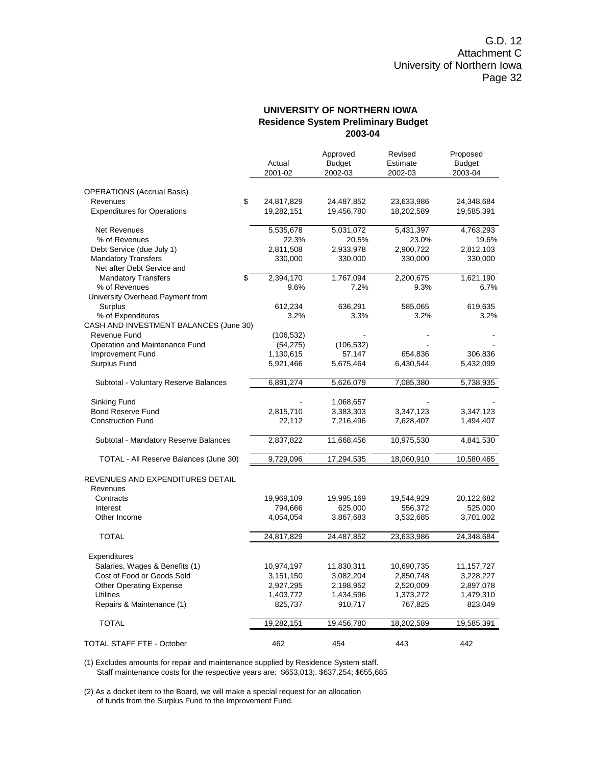G.D. 12
Attachment C
University of Northern Iowa

## UNIVERSITY OF NORTHERN IOWA
### Residence System Preliminary Budget
### 2003-04

| | Actual 2001-02 | Approved Budget 2002-03 | Revised Estimate 2002-03 | Proposed Budget 2003-04 |
|---|---|---|---|---|
| OPERATIONS (Accrual Basis) | | | | |
| Revenues | $ 24,817,829 | 24,487,852 | 23,633,986 | 24,348,684 |
| Expenditures for Operations | 19,282,151 | 19,456,780 | 18,202,589 | 19,585,391 |
| Net Revenues | 5,535,678 | 5,031,072 | 5,431,397 | 4,763,293 |
| % of Revenues | 22.3% | 20.5% | 23.0% | 19.6% |
| Debt Service (due July 1) | 2,811,508 | 2,933,978 | 2,900,722 | 2,812,103 |
| Mandatory Transfers | 330,000 | 330,000 | 330,000 | 330,000 |
| Net after Debt Service and Mandatory Transfers | $ 2,394,170 | 1,767,094 | 2,200,675 | 1,621,190 |
| % of Revenues | 9.6% | 7.2% | 9.3% | 6.7% |
| University Overhead Payment from Surplus | 612,234 | 636,291 | 585,065 | 619,635 |
| % of Expenditures | 3.2% | 3.3% | 3.2% | 3.2% |
| CASH AND INVESTMENT BALANCES (June 30) | | | | |
| Revenue Fund | (106,532) | - | - | - |
| Operation and Maintenance Fund | (54,275) | (106,532) | - | - |
| Improvement Fund | 1,130,615 | 57,147 | 654,836 | 306,836 |
| Surplus Fund | 5,921,466 | 5,675,464 | 6,430,544 | 5,432,099 |
| Subtotal - Voluntary Reserve Balances | 6,891,274 | 5,626,079 | 7,085,380 | 5,738,935 |
| Sinking Fund | - | 1,068,657 | - | - |
| Bond Reserve Fund | 2,815,710 | 3,383,303 | 3,347,123 | 3,347,123 |
| Construction Fund | 22,112 | 7,216,496 | 7,628,407 | 1,494,407 |
| Subtotal - Mandatory Reserve Balances | 2,837,822 | 11,668,456 | 10,975,530 | 4,841,530 |
| TOTAL - All Reserve Balances (June 30) | 9,729,096 | 17,294,535 | 18,060,910 | 10,580,465 |
| REVENUES AND EXPENDITURES DETAIL | | | | |
| Revenues | | | | |
| Contracts | 19,969,109 | 19,995,169 | 19,544,929 | 20,122,682 |
| Interest | 794,666 | 625,000 | 556,372 | 525,000 |
| Other Income | 4,054,054 | 3,867,683 | 3,532,685 | 3,701,002 |
| TOTAL | 24,817,829 | 24,487,852 | 23,633,986 | 24,348,684 |
| Expenditures | | | | |
| Salaries, Wages & Benefits (1) | 10,974,197 | 11,830,311 | 10,690,735 | 11,157,727 |
| Cost of Food or Goods Sold | 3,151,150 | 3,082,204 | 2,850,748 | 3,228,227 |
| Other Operating Expense | 2,927,295 | 2,198,952 | 2,520,009 | 2,897,078 |
| Utilities | 1,403,772 | 1,434,596 | 1,373,272 | 1,479,310 |
| Repairs & Maintenance (1) | 825,737 | 910,717 | 767,825 | 823,049 |
| TOTAL | 19,282,151 | 19,456,780 | 18,202,589 | 19,585,391 |
| TOTAL STAFF FTE - October | 462 | 454 | 443 | 442 |

(1) Excludes amounts for repair and maintenance supplied by Residence System staff.
Staff maintenance costs for the respective years are: $653,013;. $637,254; $655,685

(2) As a docket item to the Board, we will make a special request for an allocation of funds from the Surplus Fund to the Improvement Fund.